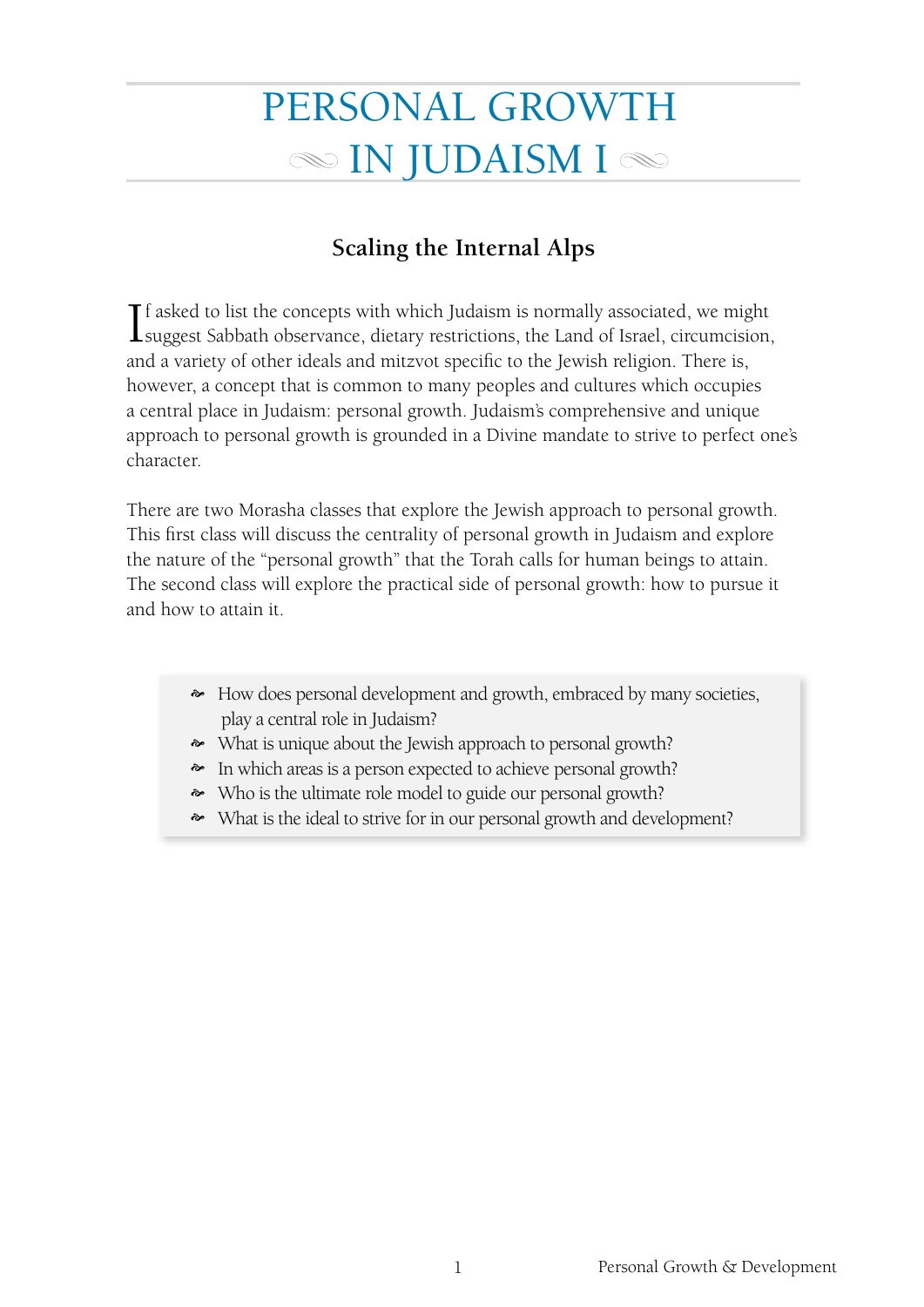# PERSONAL GROWTH IN JUDAISM I

## Scaling the Internal Alps

If asked to list the concepts with which Judaism is normally associated, we might suggest Sabbath observance, dietary restrictions, the Land of Israel, circumcision, and a variety of other ideals and mitzvot specific to the Jewish religion. There is, however, a concept that is common to many peoples and cultures which occupies a central place in Judaism: personal growth. Judaism's comprehensive and unique approach to personal growth is grounded in a Divine mandate to strive to perfect one's character.

There are two Morasha classes that explore the Jewish approach to personal growth. This first class will discuss the centrality of personal growth in Judaism and explore the nature of the "personal growth" that the Torah calls for human beings to attain. The second class will explore the practical side of personal growth: how to pursue it and how to attain it.

- How does personal development and growth, embraced by many societies, play a central role in Judaism?
- What is unique about the Jewish approach to personal growth?
- In which areas is a person expected to achieve personal growth?
- Who is the ultimate role model to guide our personal growth?
- What is the ideal to strive for in our personal growth and development?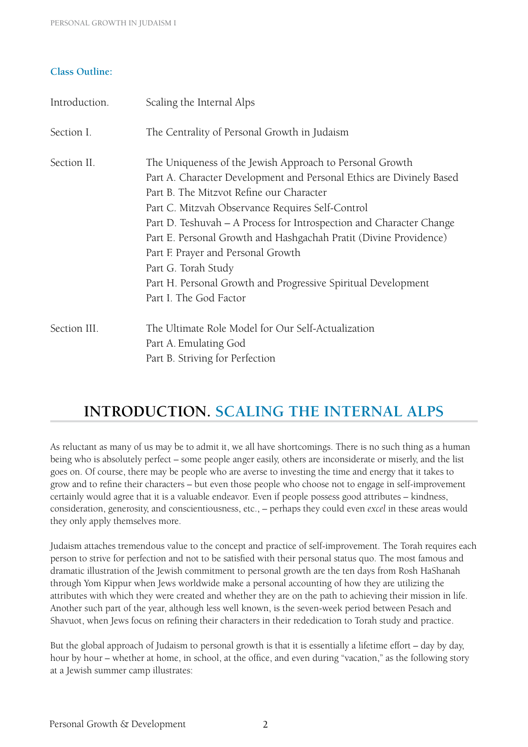**Class Outline:**

| | |
|---|---|
| Introduction. | Scaling the Internal Alps |
| Section I. | The Centrality of Personal Growth in Judaism |
| Section II. | The Uniqueness of the Jewish Approach to Personal Growth<br>Part A. Character Development and Personal Ethics are Divinely Based<br>Part B. The Mitzvot Refine our Character<br>Part C. Mitzvah Observance Requires Self-Control<br>Part D. Teshuvah – A Process for Introspection and Character Change<br>Part E. Personal Growth and Hashgachah Pratit (Divine Providence)<br>Part F. Prayer and Personal Growth<br>Part G. Torah Study<br>Part H. Personal Growth and Progressive Spiritual Development<br>Part I. The God Factor |
| Section III. | The Ultimate Role Model for Our Self-Actualization<br>Part A. Emulating God<br>Part B. Striving for Perfection |

## INTRODUCTION. SCALING THE INTERNAL ALPS

As reluctant as many of us may be to admit it, we all have shortcomings. There is no such thing as a human being who is absolutely perfect – some people anger easily, others are inconsiderate or miserly, and the list goes on. Of course, there may be people who are averse to investing the time and energy that it takes to grow and to refine their characters – but even those people who choose not to engage in self-improvement certainly would agree that it is a valuable endeavor. Even if people possess good attributes – kindness, consideration, generosity, and conscientiousness, etc., – perhaps they could even *excel* in these areas would they only apply themselves more.

Judaism attaches tremendous value to the concept and practice of self-improvement. The Torah requires each person to strive for perfection and not to be satisfied with their personal status quo. The most famous and dramatic illustration of the Jewish commitment to personal growth are the ten days from Rosh HaShanah through Yom Kippur when Jews worldwide make a personal accounting of how they are utilizing the attributes with which they were created and whether they are on the path to achieving their mission in life. Another such part of the year, although less well known, is the seven-week period between Pesach and Shavuot, when Jews focus on refining their characters in their rededication to Torah study and practice.

But the global approach of Judaism to personal growth is that it is essentially a lifetime effort – day by day, hour by hour – whether at home, in school, at the office, and even during "vacation," as the following story at a Jewish summer camp illustrates: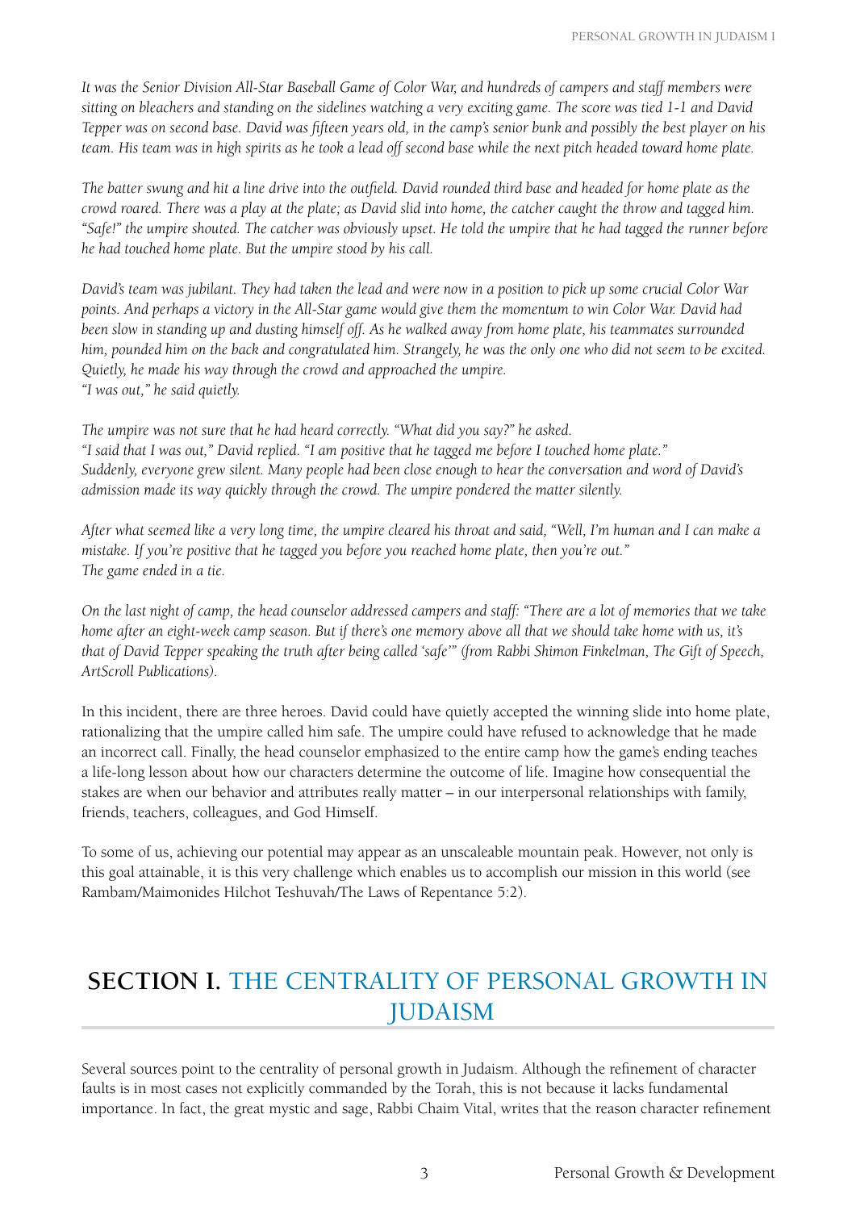*It was the Senior Division All-Star Baseball Game of Color War, and hundreds of campers and staff members were sitting on bleachers and standing on the sidelines watching a very exciting game. The score was tied 1-1 and David Tepper was on second base. David was fifteen years old, in the camp's senior bunk and possibly the best player on his team. His team was in high spirits as he took a lead off second base while the next pitch headed toward home plate.*

*The batter swung and hit a line drive into the outfield. David rounded third base and headed for home plate as the crowd roared. There was a play at the plate; as David slid into home, the catcher caught the throw and tagged him. "Safe!" the umpire shouted. The catcher was obviously upset. He told the umpire that he had tagged the runner before he had touched home plate. But the umpire stood by his call.*

*David's team was jubilant. They had taken the lead and were now in a position to pick up some crucial Color War points. And perhaps a victory in the All-Star game would give them the momentum to win Color War. David had been slow in standing up and dusting himself off. As he walked away from home plate, his teammates surrounded him, pounded him on the back and congratulated him. Strangely, he was the only one who did not seem to be excited. Quietly, he made his way through the crowd and approached the umpire.*
*"I was out," he said quietly.*

*The umpire was not sure that he had heard correctly. "What did you say?" he asked.*
*"I said that I was out," David replied. "I am positive that he tagged me before I touched home plate."*
*Suddenly, everyone grew silent. Many people had been close enough to hear the conversation and word of David's admission made its way quickly through the crowd. The umpire pondered the matter silently.*

*After what seemed like a very long time, the umpire cleared his throat and said, "Well, I'm human and I can make a mistake. If you're positive that he tagged you before you reached home plate, then you're out."*
*The game ended in a tie.*

*On the last night of camp, the head counselor addressed campers and staff: "There are a lot of memories that we take home after an eight-week camp season. But if there's one memory above all that we should take home with us, it's that of David Tepper speaking the truth after being called 'safe'" (from Rabbi Shimon Finkelman, The Gift of Speech, ArtScroll Publications).*

In this incident, there are three heroes. David could have quietly accepted the winning slide into home plate, rationalizing that the umpire called him safe. The umpire could have refused to acknowledge that he made an incorrect call. Finally, the head counselor emphasized to the entire camp how the game's ending teaches a life-long lesson about how our characters determine the outcome of life. Imagine how consequential the stakes are when our behavior and attributes really matter – in our interpersonal relationships with family, friends, teachers, colleagues, and God Himself.

To some of us, achieving our potential may appear as an unscaleable mountain peak. However, not only is this goal attainable, it is this very challenge which enables us to accomplish our mission in this world (see Rambam/Maimonides Hilchot Teshuvah/The Laws of Repentance 5:2).

## SECTION I. THE CENTRALITY OF PERSONAL GROWTH IN JUDAISM

Several sources point to the centrality of personal growth in Judaism. Although the refinement of character faults is in most cases not explicitly commanded by the Torah, this is not because it lacks fundamental importance. In fact, the great mystic and sage, Rabbi Chaim Vital, writes that the reason character refinement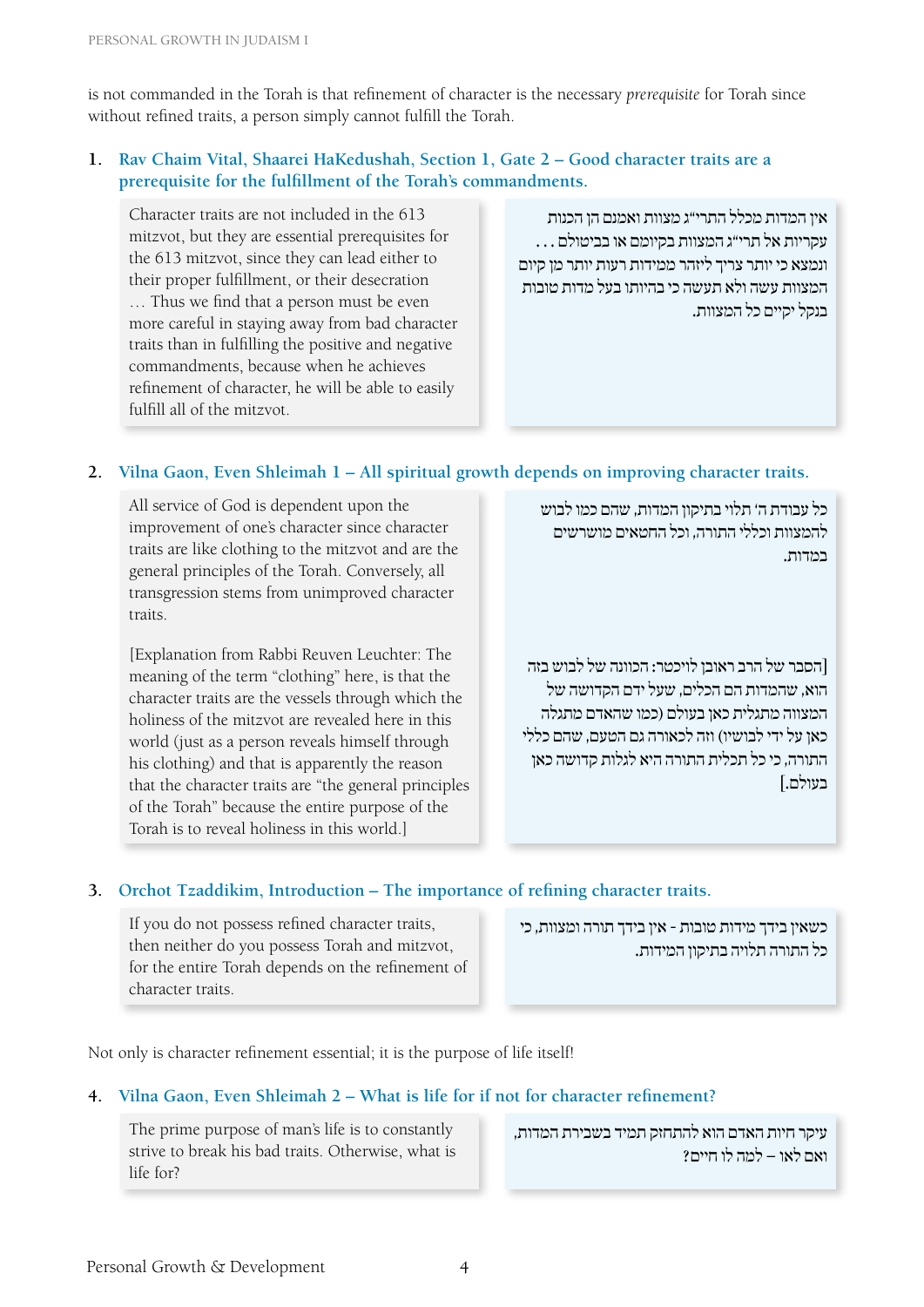is not commanded in the Torah is that refinement of character is the necessary *prerequisite* for Torah since without refined traits, a person simply cannot fulfill the Torah.

**1. Rav Chaim Vital, Shaarei HaKedushah, Section 1, Gate 2 – Good character traits are a prerequisite for the fulfillment of the Torah's commandments.**

Character traits are not included in the 613 mitzvot, but they are essential prerequisites for the 613 mitzvot, since they can lead either to their proper fulfillment, or their desecration … Thus we find that a person must be even more careful in staying away from bad character traits than in fulfilling the positive and negative commandments, because when he achieves refinement of character, he will be able to easily fulfill all of the mitzvot.

אין המדות מכלל התרי"ג מצוות ואמנם הן הכנות עקריות אל תרי"ג המצוות בקיומם או בביטולם . . . ונמצא כי יותר צריך ליזהר ממידות רעות יותר מן קיום המצוות עשה ולא תעשה כי בהיותו בעל מדות טובות בנקל יקיים כל המצוות.

**2. Vilna Gaon, Even Shleimah 1 – All spiritual growth depends on improving character traits.**

All service of God is dependent upon the improvement of one's character since character traits are like clothing to the mitzvot and are the general principles of the Torah. Conversely, all transgression stems from unimproved character traits.

כל עבודת ה' תלוי בתיקון המדות, שהם כמו לבוש להמצוות וכללי התורה, וכל החטאים מושרשים במדות.

[Explanation from Rabbi Reuven Leuchter: The meaning of the term "clothing" here, is that the character traits are the vessels through which the holiness of the mitzvot are revealed here in this world (just as a person reveals himself through his clothing) and that is apparently the reason that the character traits are "the general principles of the Torah" because the entire purpose of the Torah is to reveal holiness in this world.]

[הסבר של הרב ראובן לויכטר: הכוונה של לבוש בזה הוא, שהמדות הם הכלים, שעל ידם הקדושה של המצווה מתגלית כאן בעולם (כמו שהאדם מתגלה כאן על ידי לבושיו) וזה לכאורה גם הטעם, שהם כללי התורה, כי כל תכלית התורה היא לגלות קדושה כאן בעולם.]

**3. Orchot Tzaddikim, Introduction – The importance of refining character traits.**

If you do not possess refined character traits, then neither do you possess Torah and mitzvot, for the entire Torah depends on the refinement of character traits.

כשאין בידך מידות טובות - אין בידך תורה ומצוות, כי כל התורה תלויה בתיקון המידות.

Not only is character refinement essential; it is the purpose of life itself!

**4. Vilna Gaon, Even Shleimah 2 – What is life for if not for character refinement?**

The prime purpose of man's life is to constantly strive to break his bad traits. Otherwise, what is life for?

עיקר חיות האדם הוא להתחזק תמיד בשבירת המדות, ואם לאו – למה לו חיים?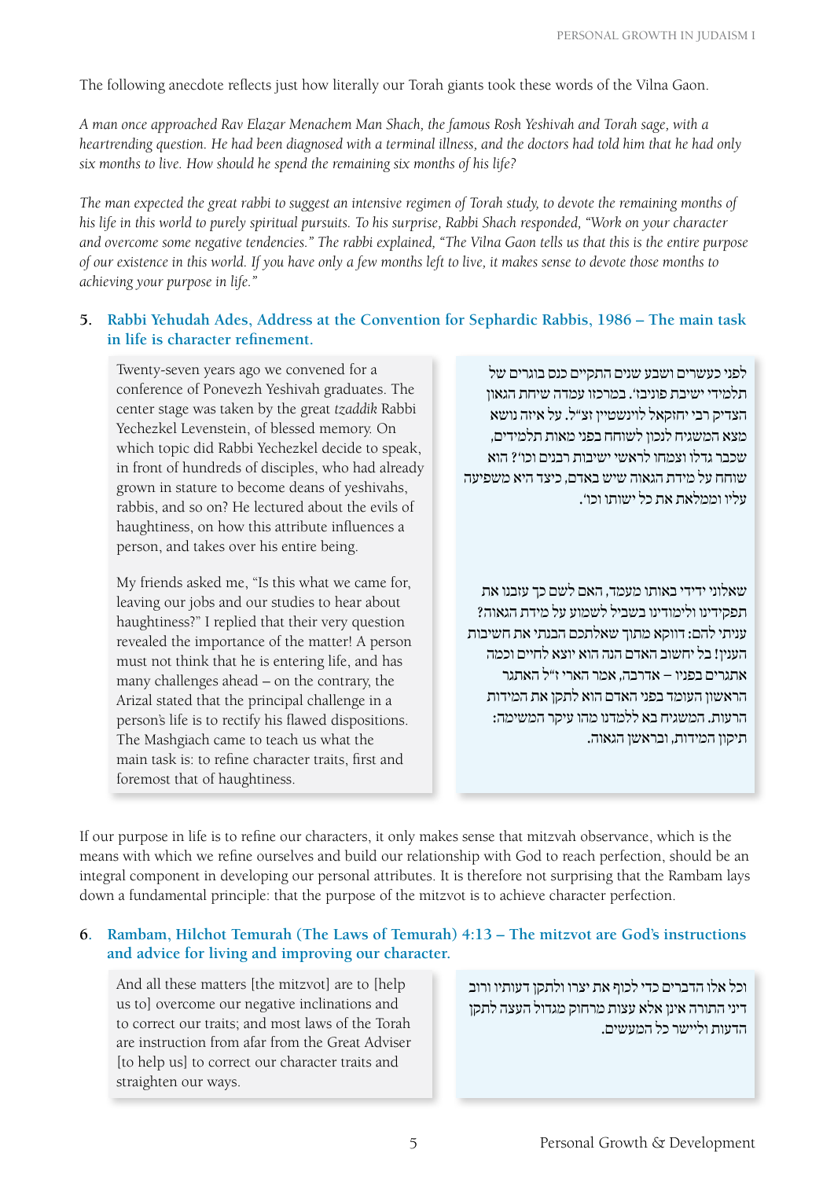The following anecdote reflects just how literally our Torah giants took these words of the Vilna Gaon.

*A man once approached Rav Elazar Menachem Man Shach, the famous Rosh Yeshivah and Torah sage, with a heartrending question. He had been diagnosed with a terminal illness, and the doctors had told him that he had only six months to live. How should he spend the remaining six months of his life?*

*The man expected the great rabbi to suggest an intensive regimen of Torah study, to devote the remaining months of his life in this world to purely spiritual pursuits. To his surprise, Rabbi Shach responded, "Work on your character and overcome some negative tendencies." The rabbi explained, "The Vilna Gaon tells us that this is the entire purpose of our existence in this world. If you have only a few months left to live, it makes sense to devote those months to achieving your purpose in life."*

### 5. Rabbi Yehudah Ades, Address at the Convention for Sephardic Rabbis, 1986 – The main task in life is character refinement.

Twenty-seven years ago we convened for a conference of Ponevezh Yeshivah graduates. The center stage was taken by the great *tzaddik* Rabbi Yechezkel Levenstein, of blessed memory. On which topic did Rabbi Yechezkel decide to speak, in front of hundreds of disciples, who had already grown in stature to become deans of yeshivahs, rabbis, and so on? He lectured about the evils of haughtiness, on how this attribute influences a person, and takes over his entire being.

My friends asked me, "Is this what we came for, leaving our jobs and our studies to hear about haughtiness?" I replied that their very question revealed the importance of the matter! A person must not think that he is entering life, and has many challenges ahead – on the contrary, the Arizal stated that the principal challenge in a person's life is to rectify his flawed dispositions. The Mashgiach came to teach us what the main task is: to refine character traits, first and foremost that of haughtiness.

לפני כעשרים ושבע שנים התקיים כנס בוגרים של תלמידי ישיבת פוניבז'. במרכזו עמדה שיחת הגאון הצדיק רבי יחזקאל לוינשטיין זצ"ל. על איזה נושא מצא המשגיח לנכון לשוחח בפני מאות תלמידים, שכבר גדלו וצמחו לראשי ישיבות רבנים וכו'? הוא שוחח על מידת הגאוה שיש באדם, כיצד היא משפיעה עליו וממלאת את כל ישותו וכו'.

שאלוני ידידי באותו מעמד, האם לשם כך עזבנו את תפקידינו ולימודינו בשביל לשמוע על מידת הגאוה? עניתי להם: דווקא מתוך שאלתכם הבנתי את חשיבות הענין! בל יחשוב האדם הנה הוא יוצא לחיים וכמה אתגרים בפניו – אדרבה, אמר הארי ז"ל האתגר הראשון העומד בפני האדם הוא לתקן את המידות הרעות. המשגיח בא ללמדנו מהו עיקר המשימה: תיקון המידות, ובראשן הגאוה.

If our purpose in life is to refine our characters, it only makes sense that mitzvah observance, which is the means with which we refine ourselves and build our relationship with God to reach perfection, should be an integral component in developing our personal attributes. It is therefore not surprising that the Rambam lays down a fundamental principle: that the purpose of the mitzvot is to achieve character perfection.

### 6. Rambam, Hilchot Temurah (The Laws of Temurah) 4:13 – The mitzvot are God's instructions and advice for living and improving our character.

And all these matters [the mitzvot] are to [help us to] overcome our negative inclinations and to correct our traits; and most laws of the Torah are instruction from afar from the Great Adviser [to help us] to correct our character traits and straighten our ways.

וכל אלו הדברים כדי לכוף את יצרו ולתקן דעותיו ורוב דיני התורה אינן אלא עצות מרחוק מגדול העצה לתקן הדעות וליישר כל המעשים.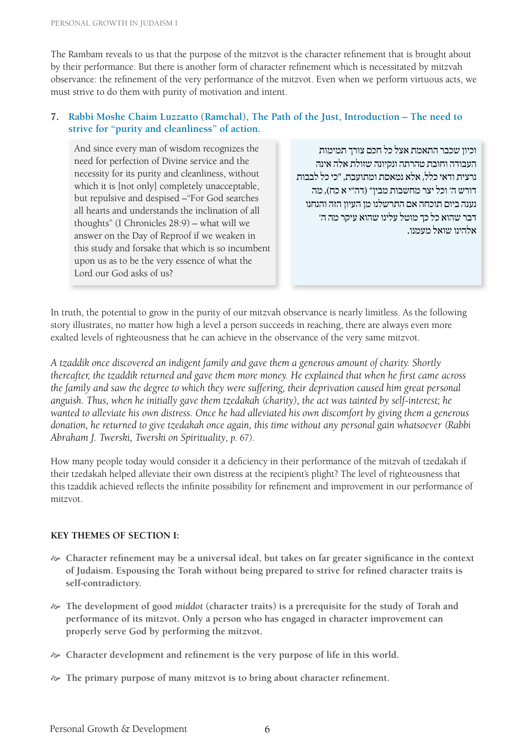The Rambam reveals to us that the purpose of the mitzvot is the character refinement that is brought about by their performance. But there is another form of character refinement which is necessitated by mitzvah observance: the refinement of the very performance of the mitzvot. Even when we perform virtuous acts, we must strive to do them with purity of motivation and intent.

### 7. Rabbi Moshe Chaim Luzzatto (Ramchal), The Path of the Just, Introduction – The need to strive for "purity and cleanliness" of action.

And since every man of wisdom recognizes the need for perfection of Divine service and the necessity for its purity and cleanliness, without which it is [not only] completely unacceptable, but repulsive and despised –"For God searches all hearts and understands the inclination of all thoughts" (I Chronicles 28:9) – what will we answer on the Day of Reproof if we weaken in this study and forsake that which is so incumbent upon us as to be the very essence of what the Lord our God asks of us?

וכיון שכבר התאמת אצל כל חכם צורך תמימות העבודה וחובת טהרתה ונקיונה שזולת אלה אינה נרצית ודאי כלל, אלא נמאסת ומתועבת, "כי כל לבבות דורש ה' וכל יצר מחשבות מבין" (דה"י א כח), מה נענה ביום תוכחה אם התרשלנו מן העיון הזה והנחנו דבר שהוא כל כך מוטל עלינו שהוא עיקר מה ה' אלהינו שואל מעמנו.

In truth, the potential to grow in the purity of our mitzvah observance is nearly limitless. As the following story illustrates, no matter how high a level a person succeeds in reaching, there are always even more exalted levels of righteousness that he can achieve in the observance of the very same mitzvot.

*A tzaddik once discovered an indigent family and gave them a generous amount of charity. Shortly thereafter, the tzaddik returned and gave them more money. He explained that when he first came across the family and saw the degree to which they were suffering, their deprivation caused him great personal anguish. Thus, when he initially gave them tzedakah (charity), the act was tainted by self-interest; he wanted to alleviate his own distress. Once he had alleviated his own discomfort by giving them a generous donation, he returned to give tzedakah once again, this time without any personal gain whatsoever (Rabbi Abraham J. Twerski, Twerski on Spirituality, p. 67).*

How many people today would consider it a deficiency in their performance of the mitzvah of tzedakah if their tzedakah helped alleviate their own distress at the recipient's plight? The level of righteousness that this tzaddik achieved reflects the infinite possibility for refinement and improvement in our performance of mitzvot.

#### KEY THEMES OF SECTION I:

- **Character refinement may be a universal ideal, but takes on far greater significance in the context of Judaism. Espousing the Torah without being prepared to strive for refined character traits is self-contradictory.**
- **The development of good *middot* (character traits) is a prerequisite for the study of Torah and performance of its mitzvot. Only a person who has engaged in character improvement can properly serve God by performing the mitzvot.**
- **Character development and refinement is the very purpose of life in this world.**
- **The primary purpose of many mitzvot is to bring about character refinement.**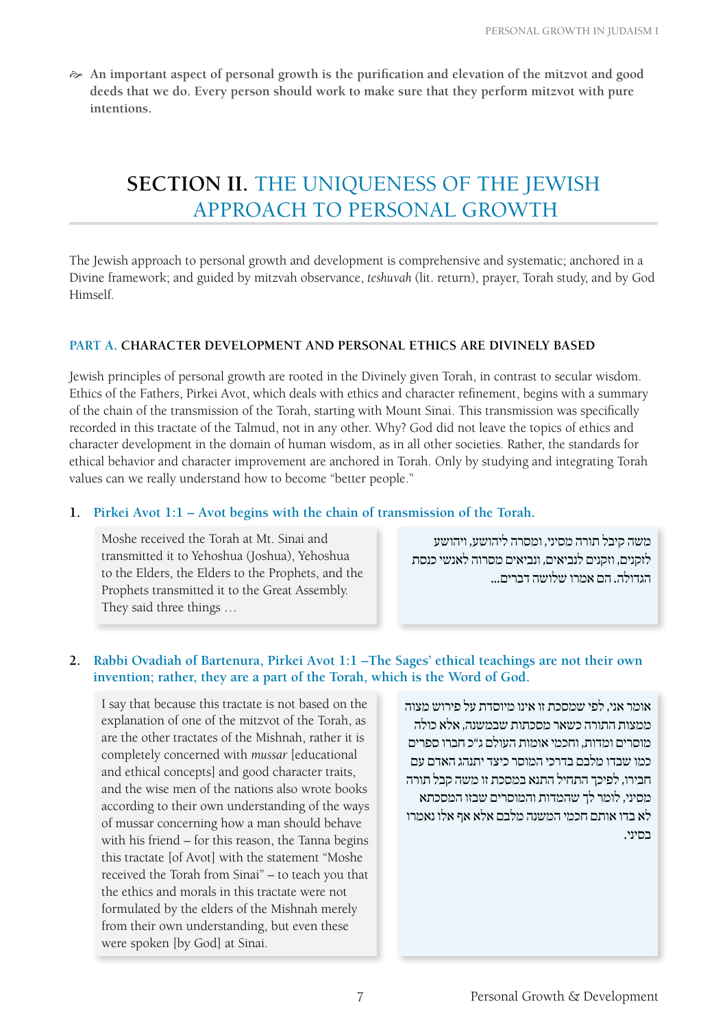- **An important aspect of personal growth is the purification and elevation of the mitzvot and good deeds that we do. Every person should work to make sure that they perform mitzvot with pure intentions.**

## SECTION II. THE UNIQUENESS OF THE JEWISH APPROACH TO PERSONAL GROWTH

The Jewish approach to personal growth and development is comprehensive and systematic; anchored in a Divine framework; and guided by mitzvah observance, *teshuvah* (lit. return), prayer, Torah study, and by God Himself.

### PART A. CHARACTER DEVELOPMENT AND PERSONAL ETHICS ARE DIVINELY BASED

Jewish principles of personal growth are rooted in the Divinely given Torah, in contrast to secular wisdom. Ethics of the Fathers, Pirkei Avot, which deals with ethics and character refinement, begins with a summary of the chain of the transmission of the Torah, starting with Mount Sinai. This transmission was specifically recorded in this tractate of the Talmud, not in any other. Why? God did not leave the topics of ethics and character development in the domain of human wisdom, as in all other societies. Rather, the standards for ethical behavior and character improvement are anchored in Torah. Only by studying and integrating Torah values can we really understand how to become "better people."

**1. Pirkei Avot 1:1 – Avot begins with the chain of transmission of the Torah.**

Moshe received the Torah at Mt. Sinai and transmitted it to Yehoshua (Joshua), Yehoshua to the Elders, the Elders to the Prophets, and the Prophets transmitted it to the Great Assembly. They said three things …

משה קיבל תורה מסיני, ומסרה ליהושע, ויהושע לזקנים, וזקנים לנביאים, ונביאים מסרוה לאנשי כנסת הגדולה. הם אמרו שלושה דברים...

**2. Rabbi Ovadiah of Bartenura, Pirkei Avot 1:1 –The Sages' ethical teachings are not their own invention; rather, they are a part of the Torah, which is the Word of God.**

I say that because this tractate is not based on the explanation of one of the mitzvot of the Torah, as are the other tractates of the Mishnah, rather it is completely concerned with *mussar* [educational and ethical concepts] and good character traits, and the wise men of the nations also wrote books according to their own understanding of the ways of mussar concerning how a man should behave with his friend – for this reason, the Tanna begins this tractate [of Avot] with the statement "Moshe received the Torah from Sinai" – to teach you that the ethics and morals in this tractate were not formulated by the elders of the Mishnah merely from their own understanding, but even these were spoken [by God] at Sinai.

אומר אני, לפי שמסכת זו אינו מיוסדת על פירוש מצוה ממצות התורה כשאר מסכתות שבמשנה, אלא כולה מוסרים ומדות, וחכמי אומות העולם ג"כ חברו ספרים כמו שבדו מלבם בדרכי המוסר כיצד יתנהג האדם עם חבירו, לפיכך התחיל התנא במסכת זו משה קבל תורה מסיני, לומר לך שהמדות והמוסרים שבזו המסכתא לא בדו אותם חכמי המשנה מלבם אלא אף אלו נאמרו בסיני.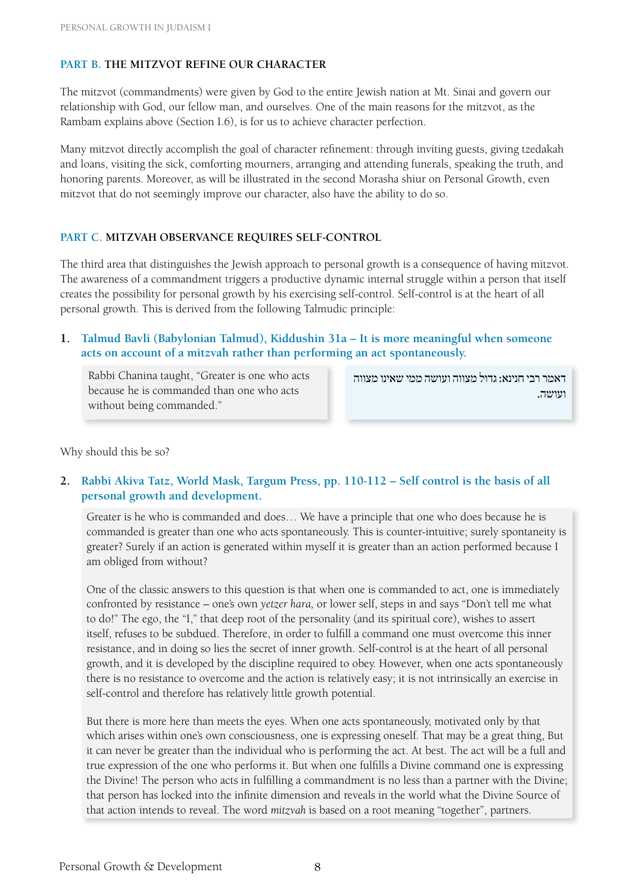## PART B. THE MITZVOT REFINE OUR CHARACTER

The mitzvot (commandments) were given by God to the entire Jewish nation at Mt. Sinai and govern our relationship with God, our fellow man, and ourselves. One of the main reasons for the mitzvot, as the Rambam explains above (Section I.6), is for us to achieve character perfection.

Many mitzvot directly accomplish the goal of character refinement: through inviting guests, giving tzedakah and loans, visiting the sick, comforting mourners, arranging and attending funerals, speaking the truth, and honoring parents. Moreover, as will be illustrated in the second Morasha shiur on Personal Growth, even mitzvot that do not seemingly improve our character, also have the ability to do so.

## PART C. MITZVAH OBSERVANCE REQUIRES SELF-CONTROL

The third area that distinguishes the Jewish approach to personal growth is a consequence of having mitzvot. The awareness of a commandment triggers a productive dynamic internal struggle within a person that itself creates the possibility for personal growth by his exercising self-control. Self-control is at the heart of all personal growth. This is derived from the following Talmudic principle:

**1. Talmud Bavli (Babylonian Talmud), Kiddushin 31a – It is more meaningful when someone acts on account of a mitzvah rather than performing an act spontaneously.**

> Rabbi Chanina taught, "Greater is one who acts because he is commanded than one who acts without being commanded."

> דאמר רבי חנינא: גדול מצווה ועושה ממי שאינו מצווה ועושה.

Why should this be so?

**2. Rabbi Akiva Tatz, World Mask, Targum Press, pp. 110-112 – Self control is the basis of all personal growth and development.**

> Greater is he who is commanded and does… We have a principle that one who does because he is commanded is greater than one who acts spontaneously. This is counter-intuitive; surely spontaneity is greater? Surely if an action is generated within myself it is greater than an action performed because I am obliged from without?
>
> One of the classic answers to this question is that when one is commanded to act, one is immediately confronted by resistance – one's own *yetzer hara,* or lower self, steps in and says "Don't tell me what to do!" The ego, the "I," that deep root of the personality (and its spiritual core), wishes to assert itself, refuses to be subdued. Therefore, in order to fulfill a command one must overcome this inner resistance, and in doing so lies the secret of inner growth. Self-control is at the heart of all personal growth, and it is developed by the discipline required to obey. However, when one acts spontaneously there is no resistance to overcome and the action is relatively easy; it is not intrinsically an exercise in self-control and therefore has relatively little growth potential.
>
> But there is more here than meets the eyes. When one acts spontaneously, motivated only by that which arises within one's own consciousness, one is expressing oneself. That may be a great thing, But it can never be greater than the individual who is performing the act. At best. The act will be a full and true expression of the one who performs it. But when one fulfills a Divine command one is expressing the Divine! The person who acts in fulfilling a commandment is no less than a partner with the Divine; that person has locked into the infinite dimension and reveals in the world what the Divine Source of that action intends to reveal. The word *mitzvah* is based on a root meaning "together", partners.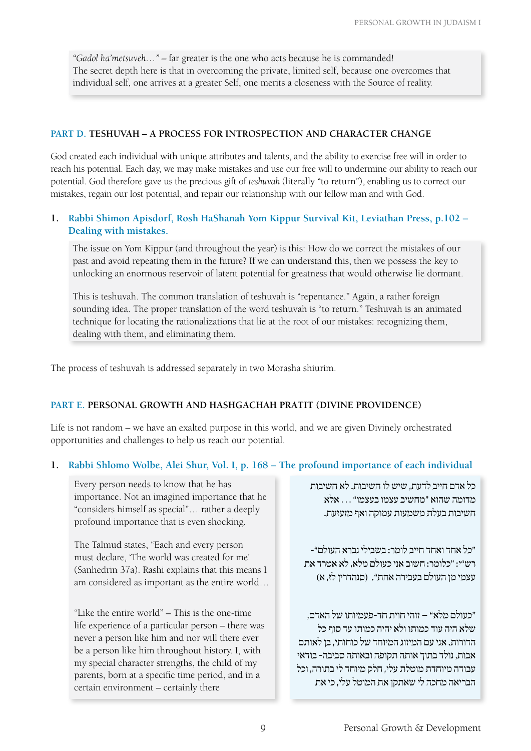> *"Gadol ha'metsuveh…"* – far greater is the one who acts because he is commanded! The secret depth here is that in overcoming the private, limited self, because one overcomes that individual self, one arrives at a greater Self, one merits a closeness with the Source of reality.

## PART D. TESHUVAH – A PROCESS FOR INTROSPECTION AND CHARACTER CHANGE

God created each individual with unique attributes and talents, and the ability to exercise free will in order to reach his potential. Each day, we may make mistakes and use our free will to undermine our ability to reach our potential. God therefore gave us the precious gift of *teshuvah* (literally "to return"), enabling us to correct our mistakes, regain our lost potential, and repair our relationship with our fellow man and with God.

### 1. Rabbi Shimon Apisdorf, Rosh HaShanah Yom Kippur Survival Kit, Leviathan Press, p.102 – Dealing with mistakes.

> The issue on Yom Kippur (and throughout the year) is this: How do we correct the mistakes of our past and avoid repeating them in the future? If we can understand this, then we possess the key to unlocking an enormous reservoir of latent potential for greatness that would otherwise lie dormant.
>
> This is teshuvah. The common translation of teshuvah is "repentance." Again, a rather foreign sounding idea. The proper translation of the word teshuvah is "to return." Teshuvah is an animated technique for locating the rationalizations that lie at the root of our mistakes: recognizing them, dealing with them, and eliminating them.

The process of teshuvah is addressed separately in two Morasha shiurim.

## PART E. PERSONAL GROWTH AND HASHGACHAH PRATIT (DIVINE PROVIDENCE)

Life is not random – we have an exalted purpose in this world, and we are given Divinely orchestrated opportunities and challenges to help us reach our potential.

### 1. Rabbi Shlomo Wolbe, Alei Shur, Vol. I, p. 168 – The profound importance of each individual

> Every person needs to know that he has importance. Not an imagined importance that he "considers himself as special"… rather a deeply profound importance that is even shocking.
>
> The Talmud states, "Each and every person must declare, 'The world was created for me' (Sanhedrin 37a). Rashi explains that this means I am considered as important as the entire world…
>
> "Like the entire world" – This is the one-time life experience of a particular person – there was never a person like him and nor will there ever be a person like him throughout history. I, with my special character strengths, the child of my parents, born at a specific time period, and in a certain environment – certainly there

> כל אדם חייב לדעת, שיש לו חשיבות. לא חשיבות מדומה שהוא "מחשיב עצמו בעצמו" . . . אלא חשיבות בעלת משמעות עמוקה ואף מזעזעת.
>
> "כל אחד ואחד חייב לומר: בשבילי נברא העולם"- רש"י: "כלומר: חשוב אני כעולם מלא, לא אטרד את עצמי מן העולם בעבירה אחת". (סנהדרין לז, א)
>
> "כעולם מלא" – זוהי חוית חד-פעמיותו של האדם, שלא היה עוד כמותו ולא יהיה כמותו עד סוף כל הדורות. אני עם המיזוג המיוחד של כוחותי, בן לאותם אבות, נולד בתוך אותה תקופה ובאותה סביבה- בודאי עבודה מיוחדת מוטלת עלי, חלק מיוחד לי בתורה, וכל הבריאה מחכה לי שאתקן את המוטל עלי, כי את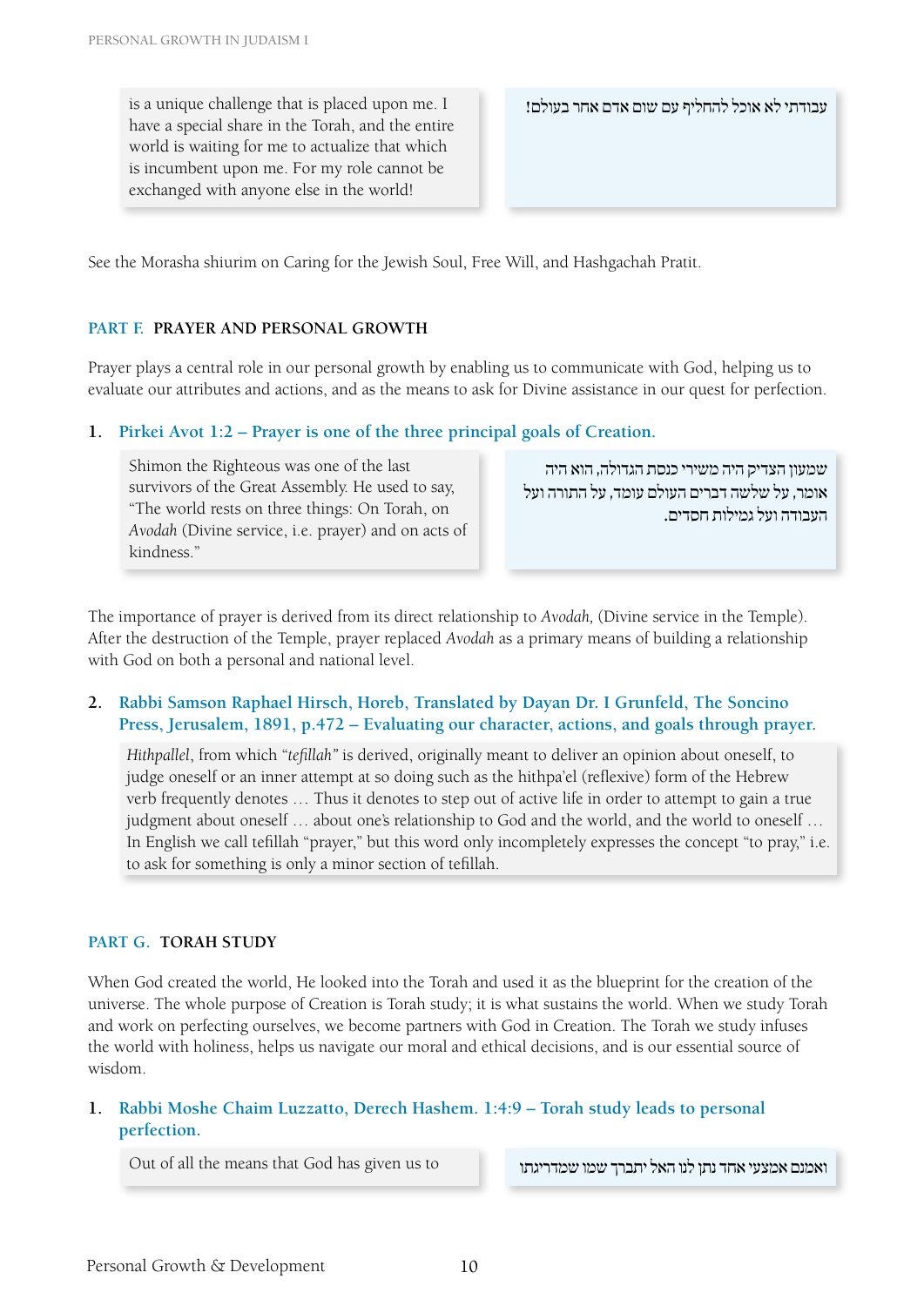is a unique challenge that is placed upon me. I have a special share in the Torah, and the entire world is waiting for me to actualize that which is incumbent upon me. For my role cannot be exchanged with anyone else in the world!

עבודתי לא אוכל להחליף עם שום אדם אחר בעולם!

See the Morasha shiurim on Caring for the Jewish Soul, Free Will, and Hashgachah Pratit.

## PART F. PRAYER AND PERSONAL GROWTH

Prayer plays a central role in our personal growth by enabling us to communicate with God, helping us to evaluate our attributes and actions, and as the means to ask for Divine assistance in our quest for perfection.

### 1. Pirkei Avot 1:2 – Prayer is one of the three principal goals of Creation.

Shimon the Righteous was one of the last survivors of the Great Assembly. He used to say, "The world rests on three things: On Torah, on *Avodah* (Divine service, i.e. prayer) and on acts of kindness."

שמעון הצדיק היה משירי כנסת הגדולה, הוא היה אומר, על שלשה דברים העולם עומד, על התורה ועל העבודה ועל גמילות חסדים.

The importance of prayer is derived from its direct relationship to *Avodah,* (Divine service in the Temple). After the destruction of the Temple, prayer replaced *Avodah* as a primary means of building a relationship with God on both a personal and national level.

### 2. Rabbi Samson Raphael Hirsch, Horeb, Translated by Dayan Dr. I Grunfeld, The Soncino Press, Jerusalem, 1891, p.472 – Evaluating our character, actions, and goals through prayer.

*Hithpallel*, from which "*tefillah*" is derived, originally meant to deliver an opinion about oneself, to judge oneself or an inner attempt at so doing such as the hithpa'el (reflexive) form of the Hebrew verb frequently denotes … Thus it denotes to step out of active life in order to attempt to gain a true judgment about oneself … about one's relationship to God and the world, and the world to oneself … In English we call tefillah "prayer," but this word only incompletely expresses the concept "to pray," i.e. to ask for something is only a minor section of tefillah.

## PART G. TORAH STUDY

When God created the world, He looked into the Torah and used it as the blueprint for the creation of the universe. The whole purpose of Creation is Torah study; it is what sustains the world. When we study Torah and work on perfecting ourselves, we become partners with God in Creation. The Torah we study infuses the world with holiness, helps us navigate our moral and ethical decisions, and is our essential source of wisdom.

### 1. Rabbi Moshe Chaim Luzzatto, Derech Hashem. 1:4:9 – Torah study leads to personal perfection.

Out of all the means that God has given us to

ואמנם אמצעי אחד נתן לנו האל יתברך שמו שמדריגתו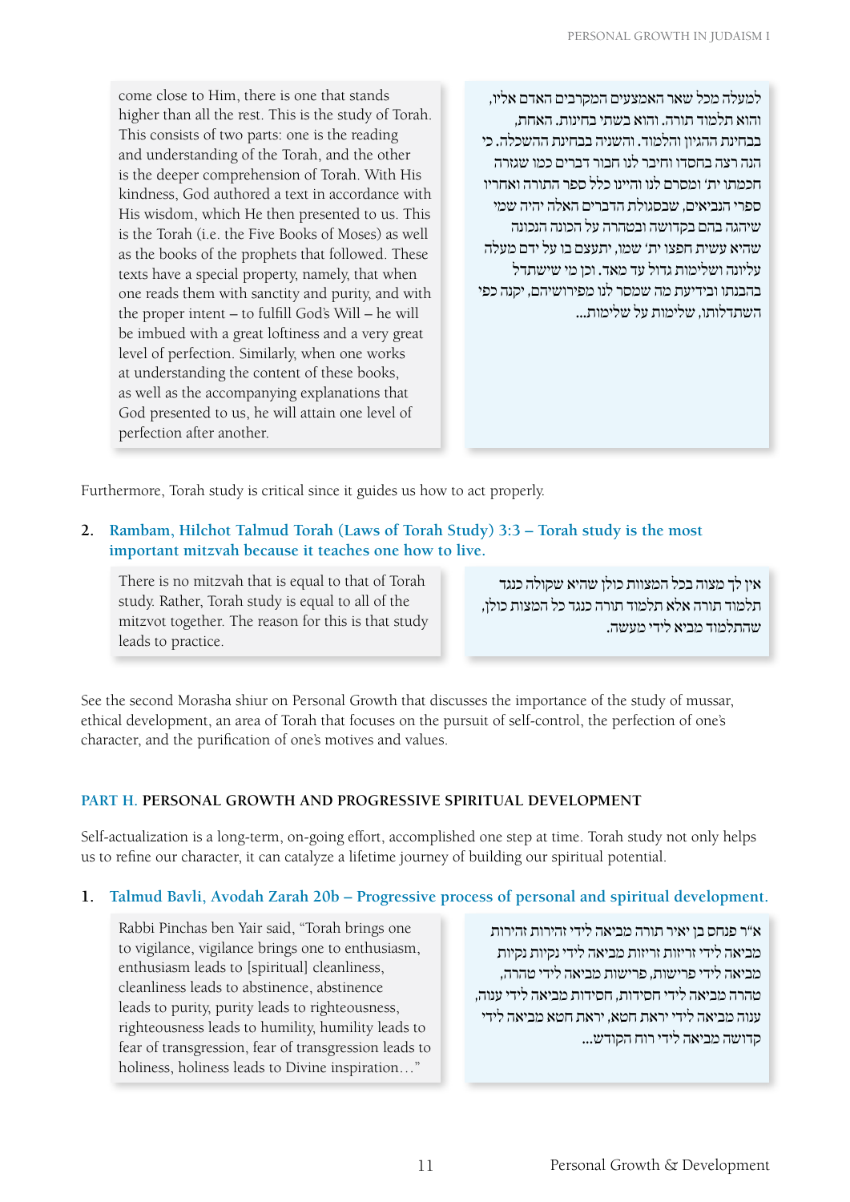come close to Him, there is one that stands higher than all the rest. This is the study of Torah. This consists of two parts: one is the reading and understanding of the Torah, and the other is the deeper comprehension of Torah. With His kindness, God authored a text in accordance with His wisdom, which He then presented to us. This is the Torah (i.e. the Five Books of Moses) as well as the books of the prophets that followed. These texts have a special property, namely, that when one reads them with sanctity and purity, and with the proper intent – to fulfill God's Will – he will be imbued with a great loftiness and a very great level of perfection. Similarly, when one works at understanding the content of these books, as well as the accompanying explanations that God presented to us, he will attain one level of perfection after another.

למעלה מכל שאר האמצעים המקרבים האדם אליו, והוא תלמוד תורה. והוא בשתי בחינות. האחת, בבחינת ההגיון והלמוד. והשניה בבחינת ההשכלה. כי הנה רצה בחסדו וחיבר לנו חבור דברים כמו שגזרה חכמתו ית' ומסרם לנו והיינו כלל ספר התורה ואחריו ספרי הנביאים, שבסגולת הדברים האלה יהיה שמי שיהגה בהם בקדושה ובטהרה על הכונה הנכונה שהיא עשית חפצו ית' שמו, יתעצם בו על ידם מעלה עליונה ושלימות גדול עד מאד. וכן מי שישתדל בהבנתו ובידיעת מה שמסר לנו מפירושיהם, יקנה כפי השתדלותו, שלימות על שלימות...

Furthermore, Torah study is critical since it guides us how to act properly.

2. **Rambam, Hilchot Talmud Torah (Laws of Torah Study) 3:3 – Torah study is the most important mitzvah because it teaches one how to live.**

There is no mitzvah that is equal to that of Torah study. Rather, Torah study is equal to all of the mitzvot together. The reason for this is that study leads to practice.

אין לך מצוה בכל המצוות כולן שהיא שקולה כנגד תלמוד תורה אלא תלמוד תורה כנגד כל המצוות כולן, שהתלמוד מביא לידי מעשה.

See the second Morasha shiur on Personal Growth that discusses the importance of the study of mussar, ethical development, an area of Torah that focuses on the pursuit of self-control, the perfection of one's character, and the purification of one's motives and values.

## PART H. PERSONAL GROWTH AND PROGRESSIVE SPIRITUAL DEVELOPMENT

Self-actualization is a long-term, on-going effort, accomplished one step at time. Torah study not only helps us to refine our character, it can catalyze a lifetime journey of building our spiritual potential.

1. **Talmud Bavli, Avodah Zarah 20b – Progressive process of personal and spiritual development.**

Rabbi Pinchas ben Yair said, "Torah brings one to vigilance, vigilance brings one to enthusiasm, enthusiasm leads to [spiritual] cleanliness, cleanliness leads to abstinence, abstinence leads to purity, purity leads to righteousness, righteousness leads to humility, humility leads to fear of transgression, fear of transgression leads to holiness, holiness leads to Divine inspiration…"

א"ר פנחס בן יאיר תורה מביאה לידי זהירות זהירות מביאה לידי זריזות זריזות מביאה לידי נקיות נקיות מביאה לידי פרישות, פרישות מביאה לידי טהרה, טהרה מביאה לידי חסידות, חסידות מביאה לידי ענוה, ענוה מביאה לידי יראת חטא, יראת חטא מביאה לידי קדושה קדושה מביאה לידי רוח הקודש...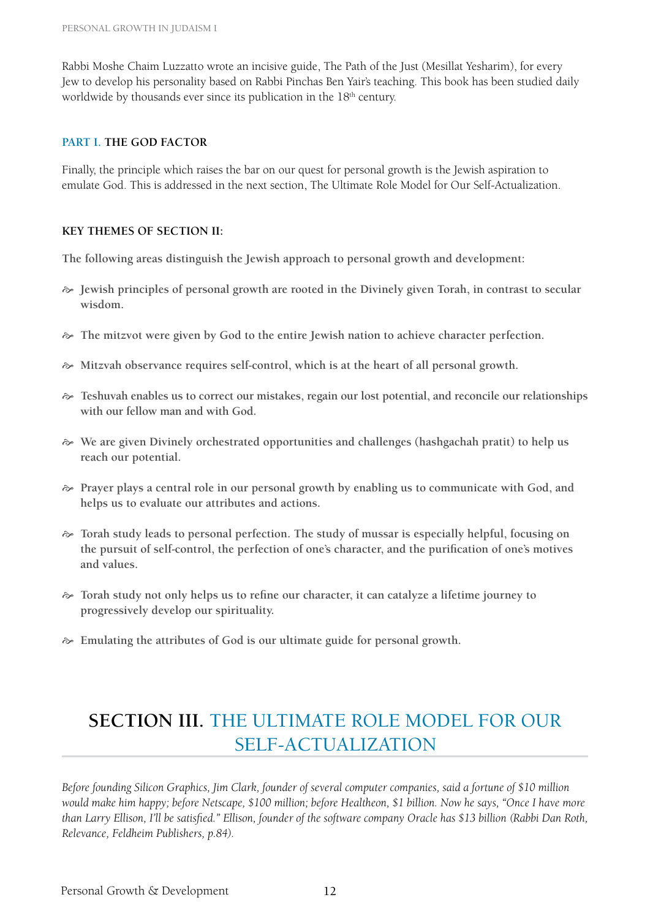Rabbi Moshe Chaim Luzzatto wrote an incisive guide, The Path of the Just (Mesillat Yesharim), for every Jew to develop his personality based on Rabbi Pinchas Ben Yair's teaching. This book has been studied daily worldwide by thousands ever since its publication in the 18th century.

### PART I. THE GOD FACTOR

Finally, the principle which raises the bar on our quest for personal growth is the Jewish aspiration to emulate God. This is addressed in the next section, The Ultimate Role Model for Our Self-Actualization.

### KEY THEMES OF SECTION II:

**The following areas distinguish the Jewish approach to personal growth and development:**

- **Jewish principles of personal growth are rooted in the Divinely given Torah, in contrast to secular wisdom.**
- **The mitzvot were given by God to the entire Jewish nation to achieve character perfection.**
- **Mitzvah observance requires self-control, which is at the heart of all personal growth.**
- **Teshuvah enables us to correct our mistakes, regain our lost potential, and reconcile our relationships with our fellow man and with God.**
- **We are given Divinely orchestrated opportunities and challenges (hashgachah pratit) to help us reach our potential.**
- **Prayer plays a central role in our personal growth by enabling us to communicate with God, and helps us to evaluate our attributes and actions.**
- **Torah study leads to personal perfection. The study of mussar is especially helpful, focusing on the pursuit of self-control, the perfection of one's character, and the purification of one's motives and values.**
- **Torah study not only helps us to refine our character, it can catalyze a lifetime journey to progressively develop our spirituality.**
- **Emulating the attributes of God is our ultimate guide for personal growth.**

## SECTION III. THE ULTIMATE ROLE MODEL FOR OUR SELF-ACTUALIZATION

*Before founding Silicon Graphics, Jim Clark, founder of several computer companies, said a fortune of $10 million would make him happy; before Netscape, $100 million; before Healtheon, $1 billion. Now he says, "Once I have more than Larry Ellison, I'll be satisfied." Ellison, founder of the software company Oracle has $13 billion (Rabbi Dan Roth, Relevance, Feldheim Publishers, p.84).*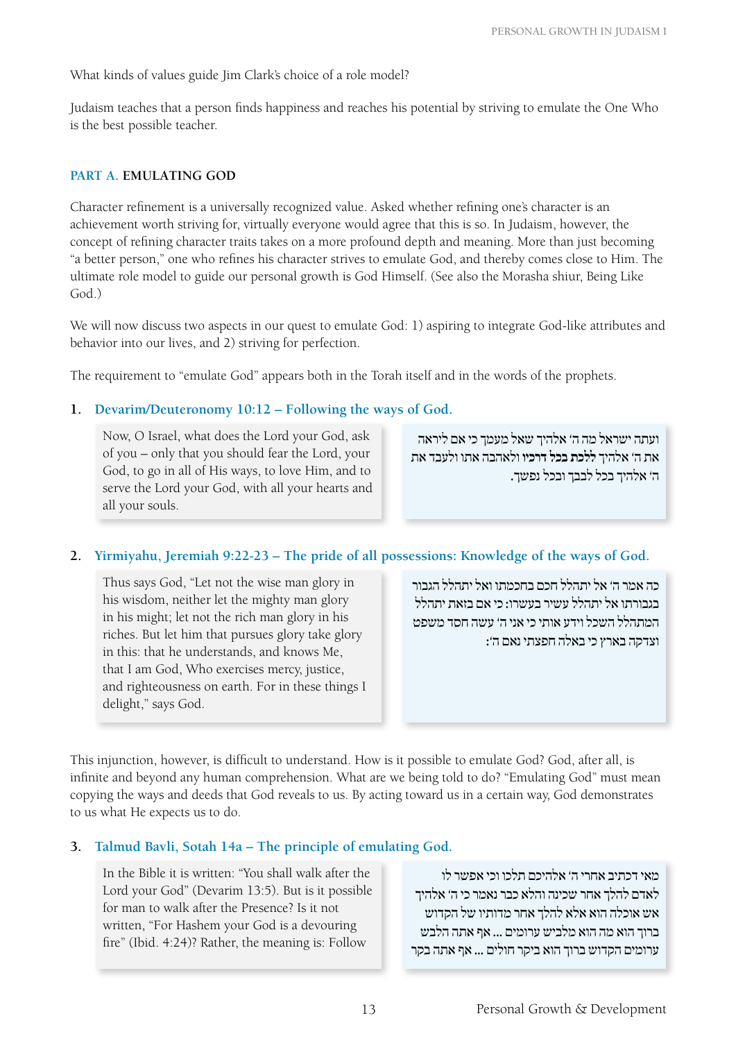What kinds of values guide Jim Clark's choice of a role model?

Judaism teaches that a person finds happiness and reaches his potential by striving to emulate the One Who is the best possible teacher.

## PART A. EMULATING GOD

Character refinement is a universally recognized value. Asked whether refining one's character is an achievement worth striving for, virtually everyone would agree that this is so. In Judaism, however, the concept of refining character traits takes on a more profound depth and meaning. More than just becoming "a better person," one who refines his character strives to emulate God, and thereby comes close to Him. The ultimate role model to guide our personal growth is God Himself. (See also the Morasha shiur, Being Like God.)

We will now discuss two aspects in our quest to emulate God: 1) aspiring to integrate God-like attributes and behavior into our lives, and 2) striving for perfection.

The requirement to "emulate God" appears both in the Torah itself and in the words of the prophets.

### 1. Devarim/Deuteronomy 10:12 – Following the ways of God.

Now, O Israel, what does the Lord your God, ask of you – only that you should fear the Lord, your God, to go in all of His ways, to love Him, and to serve the Lord your God, with all your hearts and all your souls.

ועתה ישראל מה ה' אלהיך שאל מעמך כי אם ליראה את ה' אלהיך **ללכת בכל דרכיו** ולאהבה אתו ולעבד את ה' אלהיך בכל לבבך ובכל נפשך.

### 2. Yirmiyahu, Jeremiah 9:22-23 – The pride of all possessions: Knowledge of the ways of God.

Thus says God, "Let not the wise man glory in his wisdom, neither let the mighty man glory in his might; let not the rich man glory in his riches. But let him that pursues glory take glory in this: that he understands, and knows Me, that I am God, Who exercises mercy, justice, and righteousness on earth. For in these things I delight," says God.

כה אמר ה' אל יתהלל חכם בחכמתו ואל יתהלל הגבור בגבורתו אל יתהלל עשיר בעשרו: כי אם בזאת יתהלל המתהלל השכל וידע אותי כי אני ה' עשה חסד משפט וצדקה בארץ כי באלה חפצתי נאם ה':

This injunction, however, is difficult to understand. How is it possible to emulate God? God, after all, is infinite and beyond any human comprehension. What are we being told to do? "Emulating God" must mean copying the ways and deeds that God reveals to us. By acting toward us in a certain way, God demonstrates to us what He expects us to do.

### 3. Talmud Bavli, Sotah 14a – The principle of emulating God.

In the Bible it is written: "You shall walk after the Lord your God" (Devarim 13:5). But is it possible for man to walk after the Presence? Is it not written, "For Hashem your God is a devouring fire" (Ibid. 4:24)? Rather, the meaning is: Follow

מאי דכתיב אחרי ה' אלהיכם תלכו וכי אפשר לו לאדם להלך אחר שכינה והלא כבר נאמר כי ה' אלהיך אש אוכלה הוא אלא להלך אחר מדותיו של הקדוש ברוך הוא מה הוא מלביש ערומים ... אף אתה הלבש ערומים הקדוש ברוך הוא ביקר חולים ... אף אתה בקר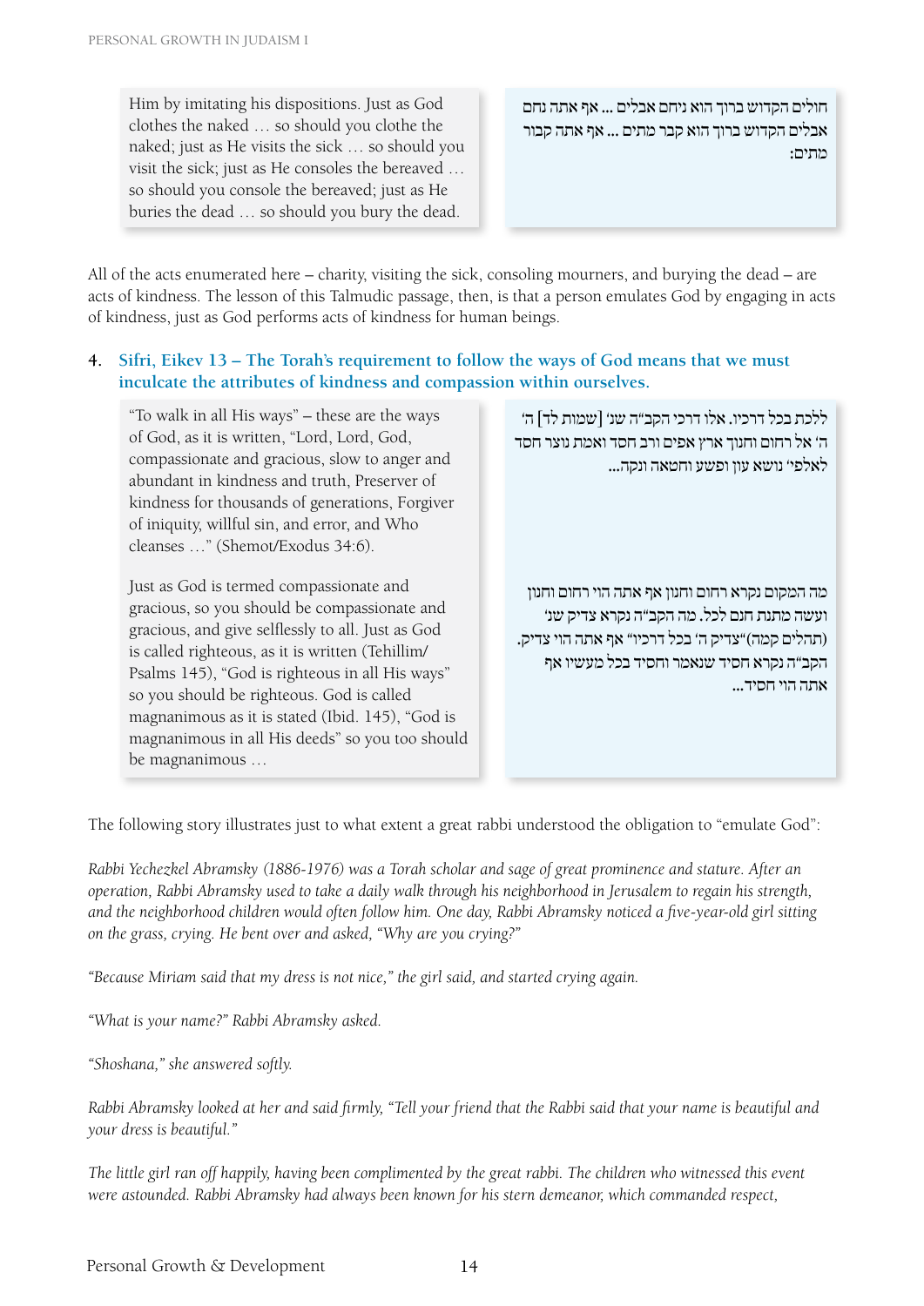Him by imitating his dispositions. Just as God clothes the naked … so should you clothe the naked; just as He visits the sick … so should you visit the sick; just as He consoles the bereaved … so should you console the bereaved; just as He buries the dead … so should you bury the dead.

חולים הקדוש ברוך הוא ניחם אבלים ... אף אתה נחם אבלים הקדוש ברוך הוא קבר מתים ... אף אתה קבור מתים:

All of the acts enumerated here – charity, visiting the sick, consoling mourners, and burying the dead – are acts of kindness. The lesson of this Talmudic passage, then, is that a person emulates God by engaging in acts of kindness, just as God performs acts of kindness for human beings.

### 4. Sifri, Eikev 13 – The Torah's requirement to follow the ways of God means that we must inculcate the attributes of kindness and compassion within ourselves.

"To walk in all His ways" – these are the ways of God, as it is written, "Lord, Lord, God, compassionate and gracious, slow to anger and abundant in kindness and truth, Preserver of kindness for thousands of generations, Forgiver of iniquity, willful sin, and error, and Who cleanses …" (Shemot/Exodus 34:6).

ללכת בכל דרכיו. אלו דרכי הקב"ה שנ' [שמות לד] ה' ה' אל רחום וחנון ארך אפים ורב חסד ואמת נוצר חסד לאלפי' נושא עון ופשע וחטאה ונקה...

Just as God is termed compassionate and gracious, so you should be compassionate and gracious, and give selflessly to all. Just as God is called righteous, as it is written (Tehillim/Psalms 145), "God is righteous in all His ways" so you should be righteous. God is called magnanimous as it is stated (Ibid. 145), "God is magnanimous in all His deeds" so you too should be magnanimous …

מה המקום נקרא רחום וחנון אף אתה הוי רחום וחנון ועשה מתנת חנם לכל. מה הקב"ה נקרא צדיק שנ' (תהלים קמה)"צדיק ה' בכל דרכיו" אף אתה הוי צדיק. הקב"ה נקרא חסיד שנאמר וחסיד בכל מעשיו אף אתה הוי חסיד...

The following story illustrates just to what extent a great rabbi understood the obligation to "emulate God":

*Rabbi Yechezkel Abramsky (1886-1976) was a Torah scholar and sage of great prominence and stature. After an operation, Rabbi Abramsky used to take a daily walk through his neighborhood in Jerusalem to regain his strength, and the neighborhood children would often follow him. One day, Rabbi Abramsky noticed a five-year-old girl sitting on the grass, crying. He bent over and asked, "Why are you crying?"*

*"Because Miriam said that my dress is not nice," the girl said, and started crying again.*

*"What is your name?" Rabbi Abramsky asked.*

*"Shoshana," she answered softly.*

*Rabbi Abramsky looked at her and said firmly, "Tell your friend that the Rabbi said that your name is beautiful and your dress is beautiful."*

*The little girl ran off happily, having been complimented by the great rabbi. The children who witnessed this event were astounded. Rabbi Abramsky had always been known for his stern demeanor, which commanded respect,*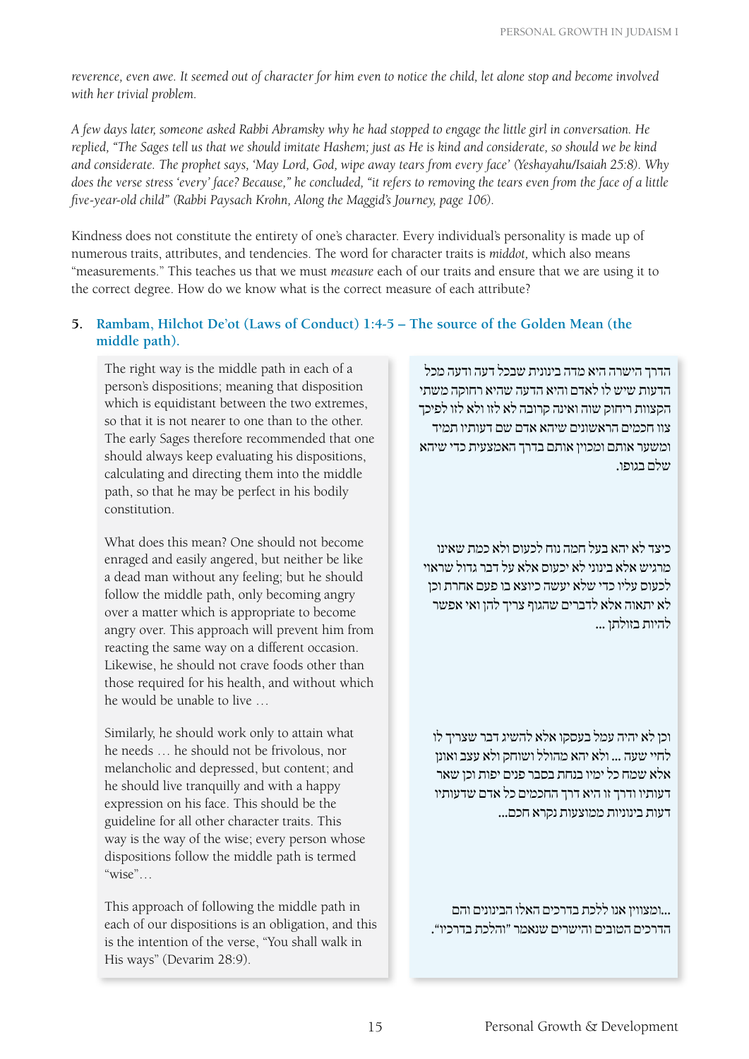*reverence, even awe. It seemed out of character for him even to notice the child, let alone stop and become involved with her trivial problem.*

*A few days later, someone asked Rabbi Abramsky why he had stopped to engage the little girl in conversation. He replied, "The Sages tell us that we should imitate Hashem; just as He is kind and considerate, so should we be kind and considerate. The prophet says, 'May Lord, God, wipe away tears from every face' (Yeshayahu/Isaiah 25:8). Why does the verse stress 'every' face? Because," he concluded, "it refers to removing the tears even from the face of a little five-year-old child" (Rabbi Paysach Krohn, Along the Maggid's Journey, page 106).*

Kindness does not constitute the entirety of one's character. Every individual's personality is made up of numerous traits, attributes, and tendencies. The word for character traits is *middot,* which also means "measurements." This teaches us that we must *measure* each of our traits and ensure that we are using it to the correct degree. How do we know what is the correct measure of each attribute?

### 5. Rambam, Hilchot De'ot (Laws of Conduct) 1:4-5 – The source of the Golden Mean (the middle path).

The right way is the middle path in each of a person's dispositions; meaning that disposition which is equidistant between the two extremes, so that it is not nearer to one than to the other. The early Sages therefore recommended that one should always keep evaluating his dispositions, calculating and directing them into the middle path, so that he may be perfect in his bodily constitution.

הדרך הישרה היא מדה בינונית שבכל דעה ודעה מכל הדעות שיש לו לאדם והיא הדעה שהיא רחוקה משתי הקצוות ריחוק שוה ואינה קרובה לא לזו ולא לזו לפיכך צוו חכמים הראשונים שיהא אדם שם דעותיו תמיד ומשער אותם ומכוין אותם בדרך האמצעית כדי שיהא שלם בגופו.

What does this mean? One should not become enraged and easily angered, but neither be like a dead man without any feeling; but he should follow the middle path, only becoming angry over a matter which is appropriate to become angry over. This approach will prevent him from reacting the same way on a different occasion. Likewise, he should not crave foods other than those required for his health, and without which he would be unable to live …

כיצד לא יהא בעל חמה נוח לכעוס ולא כמת שאינו מרגיש אלא בינוני לא יכעס אלא על דבר גדול שראוי לכעוס עליו כדי שלא יעשה כיוצא בו פעם אחרת וכן לא יתאוה אלא לדברים שהגוף צריך להן ואי אפשר להיות בזולתן ...

Similarly, he should work only to attain what he needs … he should not be frivolous, nor melancholic and depressed, but content; and he should live tranquilly and with a happy expression on his face. This should be the guideline for all other character traits. This way is the way of the wise; every person whose dispositions follow the middle path is termed "wise"…

וכן לא יהיה עמל בעסקו אלא להשיג דבר שצריך לו לחיי שעה ... ולא יהא מהולל ושוחק ולא עצב ואונן אלא שמח כל ימיו בנחת בסבר פנים יפות וכן שאר דעותיו ודרך זו היא דרך החכמים כל אדם שדעותיו דעות בינוניות ממוצעות נקרא חכם...

This approach of following the middle path in each of our dispositions is an obligation, and this is the intention of the verse, "You shall walk in His ways" (Devarim 28:9).

...ומצווין אנו ללכת בדרכים האלו הבינונים והם הדרכים הטובים והישרים שנאמר "והלכת בדרכיו".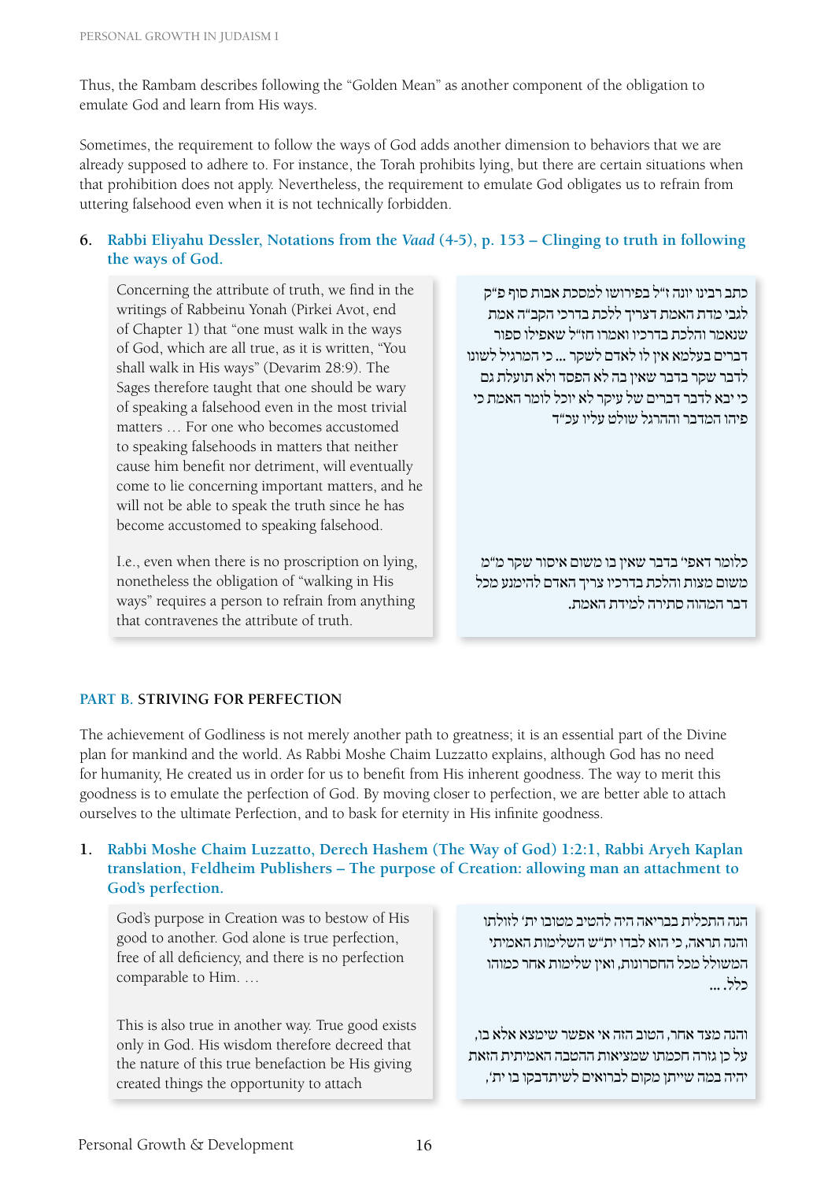Thus, the Rambam describes following the "Golden Mean" as another component of the obligation to emulate God and learn from His ways.

Sometimes, the requirement to follow the ways of God adds another dimension to behaviors that we are already supposed to adhere to. For instance, the Torah prohibits lying, but there are certain situations when that prohibition does not apply. Nevertheless, the requirement to emulate God obligates us to refrain from uttering falsehood even when it is not technically forbidden.

**6. Rabbi Eliyahu Dessler, Notations from the *Vaad* (4-5), p. 153 – Clinging to truth in following the ways of God.**

Concerning the attribute of truth, we find in the writings of Rabbeinu Yonah (Pirkei Avot, end of Chapter 1) that "one must walk in the ways of God, which are all true, as it is written, "You shall walk in His ways" (Devarim 28:9). The Sages therefore taught that one should be wary of speaking a falsehood even in the most trivial matters … For one who becomes accustomed to speaking falsehoods in matters that neither cause him benefit nor detriment, will eventually come to lie concerning important matters, and he will not be able to speak the truth since he has become accustomed to speaking falsehood.

כתב רבינו יונה ז"ל בפירושו למסכת אבות סוף פ"ק לגבי מדת האמת דצריך ללכת בדרכי הקב"ה אמת שנאמר והלכת בדרכיו ואמרו חז"ל שאפילו ספור דברים בעלמא אין לו לאדם לשקר ... כי המרגיל לשונו לדבר שקר בדבר שאין בה לא הפסד ולא תועלת גם כי יבא לדבר דברים של עיקר לא יוכל לומר האמת כי פיהו המדבר וההרגל שולט עליו עכ"ד

I.e., even when there is no proscription on lying, nonetheless the obligation of "walking in His ways" requires a person to refrain from anything that contravenes the attribute of truth.

כלומר דאפי' בדבר שאין בו משום איסור שקר מ"מ משום מצות והלכת בדרכיו צריך האדם להימנע מכל דבר המהוה סתירה למידת האמת.

## PART B. STRIVING FOR PERFECTION

The achievement of Godliness is not merely another path to greatness; it is an essential part of the Divine plan for mankind and the world. As Rabbi Moshe Chaim Luzzatto explains, although God has no need for humanity, He created us in order for us to benefit from His inherent goodness. The way to merit this goodness is to emulate the perfection of God. By moving closer to perfection, we are better able to attach ourselves to the ultimate Perfection, and to bask for eternity in His infinite goodness.

**1. Rabbi Moshe Chaim Luzzatto, Derech Hashem (The Way of God) 1:2:1, Rabbi Aryeh Kaplan translation, Feldheim Publishers – The purpose of Creation: allowing man an attachment to God's perfection.**

God's purpose in Creation was to bestow of His good to another. God alone is true perfection, free of all deficiency, and there is no perfection comparable to Him. …

הנה התכלית בבריאה היה להטיב מטובו ית' לזולתו והנה תראה, כי הוא לבדו ית"ש השלימות האמיתי המשולל מכל החסרונות, ואין שלימות אחר כמוהו כלל. ...

This is also true in another way. True good exists only in God. His wisdom therefore decreed that the nature of this true benefaction be His giving created things the opportunity to attach

והנה מצד אחר, הטוב הזה אי אפשר שימצא אלא בו, על כן גזרה חכמתו שמציאות ההטבה האמיתית הזאת יהיה במה שייתן מקום לברואים לשיתדבקו בו ית',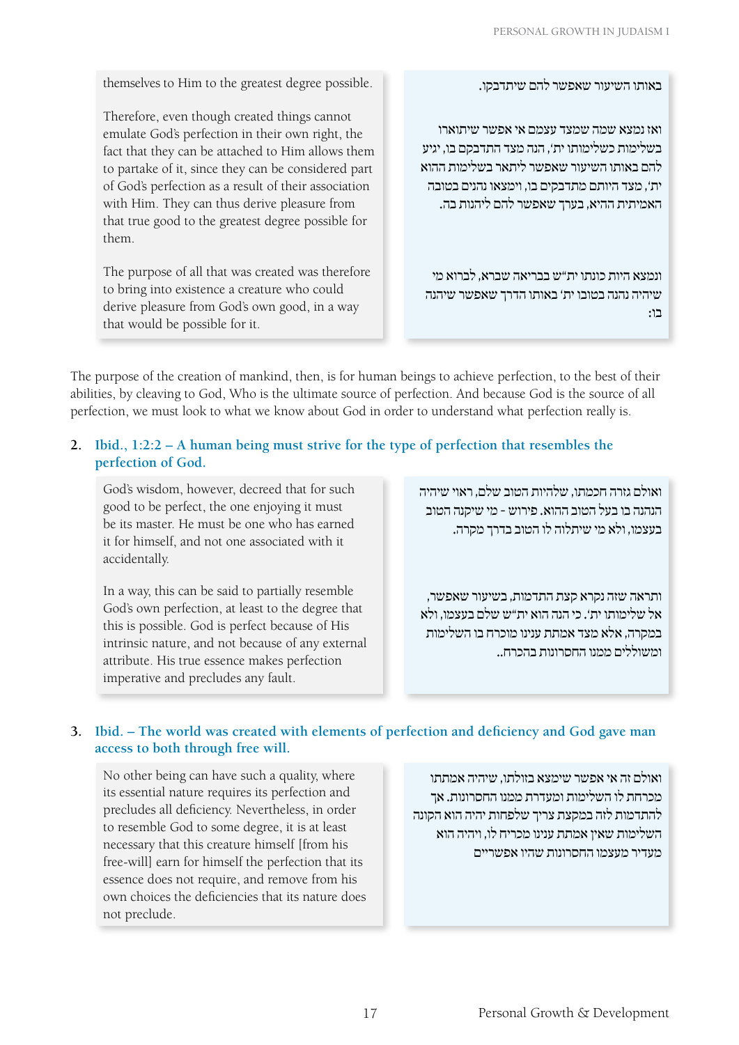themselves to Him to the greatest degree possible.

Therefore, even though created things cannot emulate God's perfection in their own right, the fact that they can be attached to Him allows them to partake of it, since they can be considered part of God's perfection as a result of their association with Him. They can thus derive pleasure from that true good to the greatest degree possible for them.

The purpose of all that was created was therefore to bring into existence a creature who could derive pleasure from God's own good, in a way that would be possible for it.

באותו השיעור שאפשר להם שיתדבקו.

ואז נמצא שמה שמצד עצמם אי אפשר שיתוארו בשלימות כשלימותו ית', הנה מצד התדבקם בו, יגיע להם באותו השיעור שאפשר ליתאר בשלימות ההוא ית', מצד היותם מתדבקים בו, וימצאו נהנים בטובה האמיתית ההיא, בערך שאפשר להם ליהנות בה.

ונמצא היות כונתו ית"ש בבריאה שברא, לברוא מי שיהיה נהנה בטובו ית' באותו הדרך שאפשר שיהנה בו:

The purpose of the creation of mankind, then, is for human beings to achieve perfection, to the best of their abilities, by cleaving to God, Who is the ultimate source of perfection. And because God is the source of all perfection, we must look to what we know about God in order to understand what perfection really is.

## 2. Ibid., 1:2:2 – A human being must strive for the type of perfection that resembles the perfection of God.

God's wisdom, however, decreed that for such good to be perfect, the one enjoying it must be its master. He must be one who has earned it for himself, and not one associated with it accidentally.

In a way, this can be said to partially resemble God's own perfection, at least to the degree that this is possible. God is perfect because of His intrinsic nature, and not because of any external attribute. His true essence makes perfection imperative and precludes any fault.

ואולם גזרה חכמתו, שלהיות הטוב שלם, ראוי שיהיה הנהנה בו בעל הטוב ההוא. פירוש - מי שיקנה הטוב בעצמו, ולא מי שיתלוה לו הטוב בדרך מקרה.

ותראה שזה נקרא קצת התדמות, בשיעור שאפשר, אל שלימותו ית'. כי הנה הוא ית"ש שלם בעצמו, ולא במקרה, אלא מצד אמתת ענינו מוכרח בו השלימות ומשוללים ממנו החסרונות בהכרח..

## 3. Ibid. – The world was created with elements of perfection and deficiency and God gave man access to both through free will.

No other being can have such a quality, where its essential nature requires its perfection and precludes all deficiency. Nevertheless, in order to resemble God to some degree, it is at least necessary that this creature himself [from his free-will] earn for himself the perfection that its essence does not require, and remove from his own choices the deficiencies that its nature does not preclude.

ואולם זה אי אפשר שימצא בזולתו, שיהיה אמתתו מכרחת לו השלימות ומעדרת ממנו החסרונות. אך להתדמות לזה במקצת צריך שלפחות יהיה הוא הקונה השלימות שאין אמתת ענינו מכריח לו, ויהיה הוא מעדיר מעצמו החסרונות שהיו אפשריים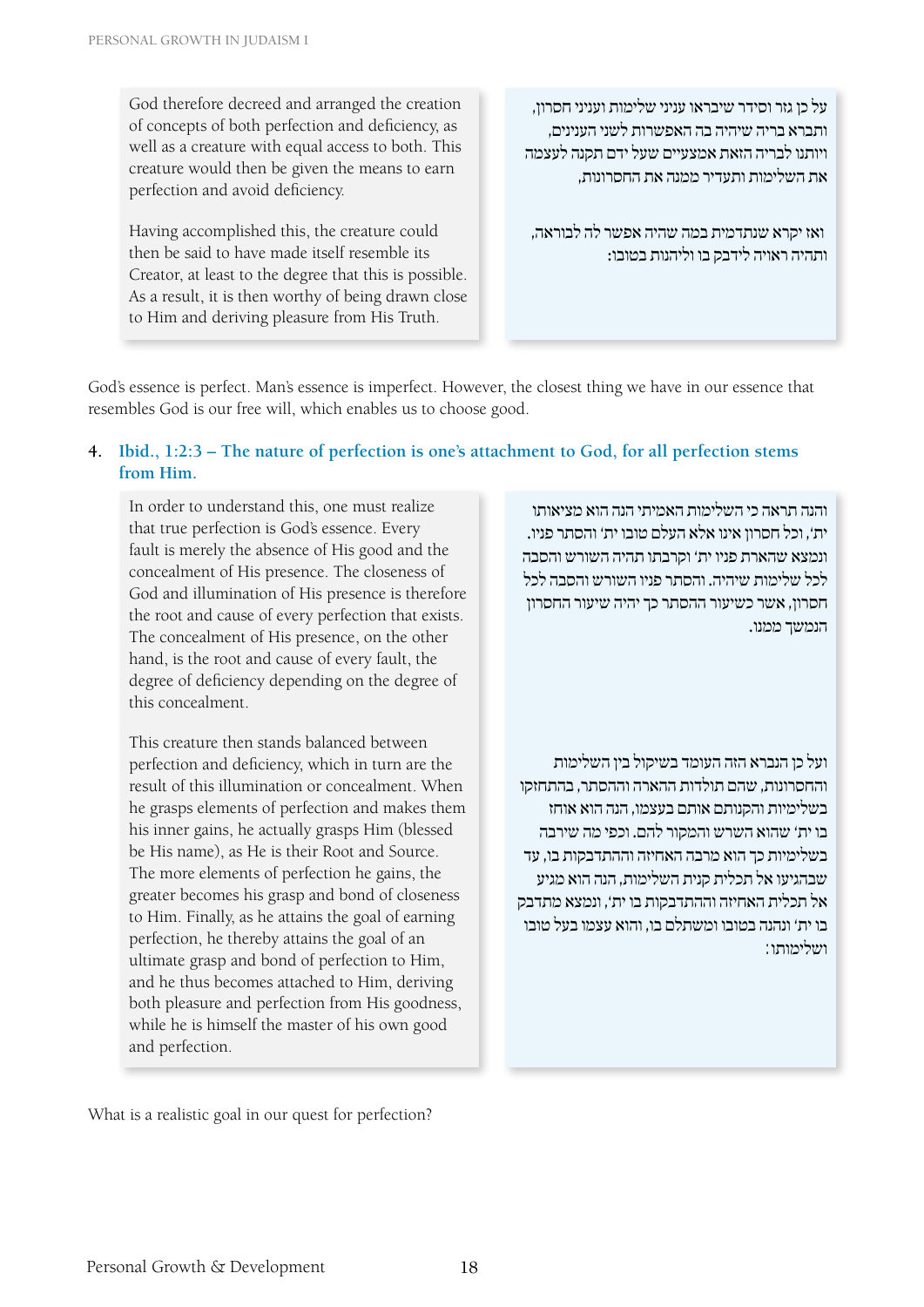God therefore decreed and arranged the creation of concepts of both perfection and deficiency, as well as a creature with equal access to both. This creature would then be given the means to earn perfection and avoid deficiency.

Having accomplished this, the creature could then be said to have made itself resemble its Creator, at least to the degree that this is possible. As a result, it is then worthy of being drawn close to Him and deriving pleasure from His Truth.

על כן גזר וסידר שיבראו עניני שלימות ועניני חסרון, ותברא בריה שיהיה בה האפשרות לשני הענינים, ויותנו לבריה הזאת אמצעיים שעל ידם תקנה לעצמה את השלימות ותעדיר ממנה את החסרונות,

ואז יקרא שנתדמית במה שהיה אפשר לה לבוראה, ותהיה ראויה לידבק בו וליהנות בטובו:

God's essence is perfect. Man's essence is imperfect. However, the closest thing we have in our essence that resembles God is our free will, which enables us to choose good.

4. **Ibid., 1:2:3 – The nature of perfection is one's attachment to God, for all perfection stems from Him.**

In order to understand this, one must realize that true perfection is God's essence. Every fault is merely the absence of His good and the concealment of His presence. The closeness of God and illumination of His presence is therefore the root and cause of every perfection that exists. The concealment of His presence, on the other hand, is the root and cause of every fault, the degree of deficiency depending on the degree of this concealment.

This creature then stands balanced between perfection and deficiency, which in turn are the result of this illumination or concealment. When he grasps elements of perfection and makes them his inner gains, he actually grasps Him (blessed be His name), as He is their Root and Source. The more elements of perfection he gains, the greater becomes his grasp and bond of closeness to Him. Finally, as he attains the goal of earning perfection, he thereby attains the goal of an ultimate grasp and bond of perfection to Him, and he thus becomes attached to Him, deriving both pleasure and perfection from His goodness, while he is himself the master of his own good and perfection.

והנה תראה כי השלימות האמיתי הנה הוא מציאותו ית', וכל חסרון אינו אלא העלם טובו ית' והסתר פניו. ונמצא שהארת פניו ית' וקרבתו תהיה השורש וההסבה לכל שלימות שיהיה. והסתר פניו השורש והסבה לכל חסרון, אשר כשיעור ההסתר כך יהיה שיעור החסרון הנמשך ממנו.

ועל כן הנברא הזה העומד בשיקול בין השלימות והחסרונות, שהם תולדות ההארה וההסתר, בהתחזקו בשלימיות והקנותם אותם בעצמו, הנה הוא אוחז בו ית' שהוא השרש והמקור להם. וכפי מה שירבה בשלימיות כך הוא מרבה האחיזה וההתדבקות בו, עד שבהגיעו אל תכלית קנית השלימות, הנה הוא מגיע אל תכלית האחיזה וההתדבקות בו ית', ונמצא מתדבק בו ית' ונהנה בטובו ומשתלם בו, והוא עצמו בעל טובו ושלימותו:

What is a realistic goal in our quest for perfection?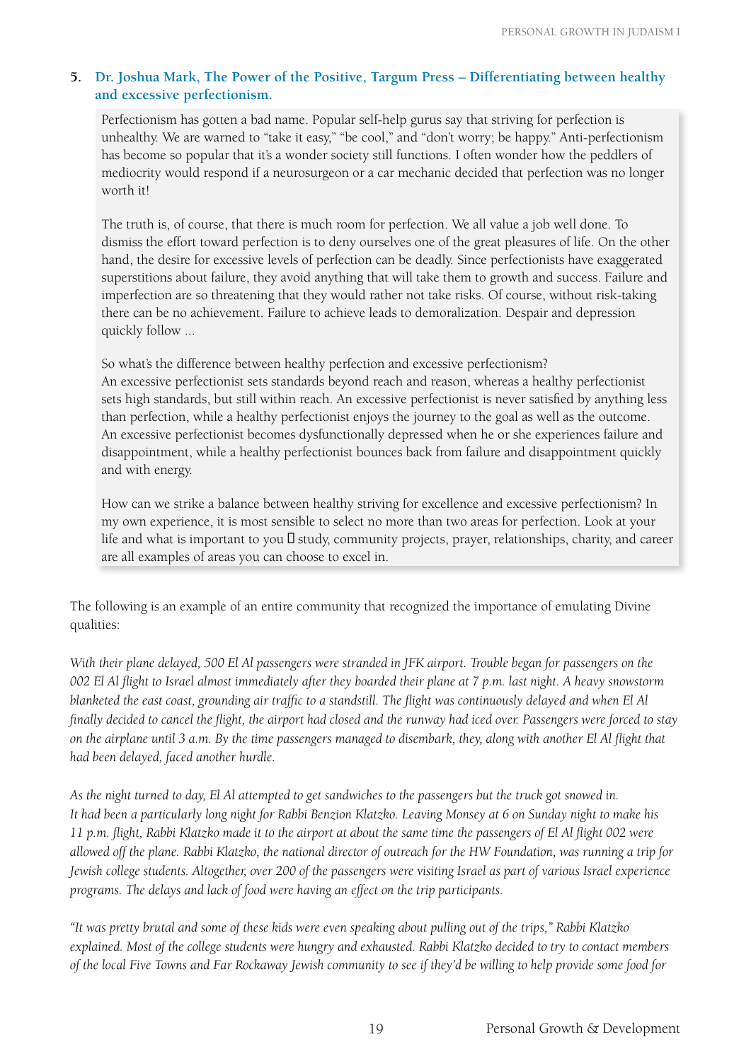### 5. Dr. Joshua Mark, The Power of the Positive, Targum Press – Differentiating between healthy and excessive perfectionism.

> Perfectionism has gotten a bad name. Popular self-help gurus say that striving for perfection is unhealthy. We are warned to "take it easy," "be cool," and "don't worry; be happy." Anti-perfectionism has become so popular that it's a wonder society still functions. I often wonder how the peddlers of mediocrity would respond if a neurosurgeon or a car mechanic decided that perfection was no longer worth it!
>
> The truth is, of course, that there is much room for perfection. We all value a job well done. To dismiss the effort toward perfection is to deny ourselves one of the great pleasures of life. On the other hand, the desire for excessive levels of perfection can be deadly. Since perfectionists have exaggerated superstitions about failure, they avoid anything that will take them to growth and success. Failure and imperfection are so threatening that they would rather not take risks. Of course, without risk-taking there can be no achievement. Failure to achieve leads to demoralization. Despair and depression quickly follow ...
>
> So what's the difference between healthy perfection and excessive perfectionism?
> An excessive perfectionist sets standards beyond reach and reason, whereas a healthy perfectionist sets high standards, but still within reach. An excessive perfectionist is never satisfied by anything less than perfection, while a healthy perfectionist enjoys the journey to the goal as well as the outcome. An excessive perfectionist becomes dysfunctionally depressed when he or she experiences failure and disappointment, while a healthy perfectionist bounces back from failure and disappointment quickly and with energy.
>
> How can we strike a balance between healthy striving for excellence and excessive perfectionism? In my own experience, it is most sensible to select no more than two areas for perfection. Look at your life and what is important to you  study, community projects, prayer, relationships, charity, and career are all examples of areas you can choose to excel in.

The following is an example of an entire community that recognized the importance of emulating Divine qualities:

*With their plane delayed, 500 El Al passengers were stranded in JFK airport. Trouble began for passengers on the 002 El Al flight to Israel almost immediately after they boarded their plane at 7 p.m. last night. A heavy snowstorm blanketed the east coast, grounding air traffic to a standstill. The flight was continuously delayed and when El Al finally decided to cancel the flight, the airport had closed and the runway had iced over. Passengers were forced to stay on the airplane until 3 a.m. By the time passengers managed to disembark, they, along with another El Al flight that had been delayed, faced another hurdle.*

*As the night turned to day, El Al attempted to get sandwiches to the passengers but the truck got snowed in. It had been a particularly long night for Rabbi Benzion Klatzko. Leaving Monsey at 6 on Sunday night to make his 11 p.m. flight, Rabbi Klatzko made it to the airport at about the same time the passengers of El Al flight 002 were allowed off the plane. Rabbi Klatzko, the national director of outreach for the HW Foundation, was running a trip for Jewish college students. Altogether, over 200 of the passengers were visiting Israel as part of various Israel experience programs. The delays and lack of food were having an effect on the trip participants.*

*"It was pretty brutal and some of these kids were even speaking about pulling out of the trips," Rabbi Klatzko explained. Most of the college students were hungry and exhausted. Rabbi Klatzko decided to try to contact members of the local Five Towns and Far Rockaway Jewish community to see if they'd be willing to help provide some food for*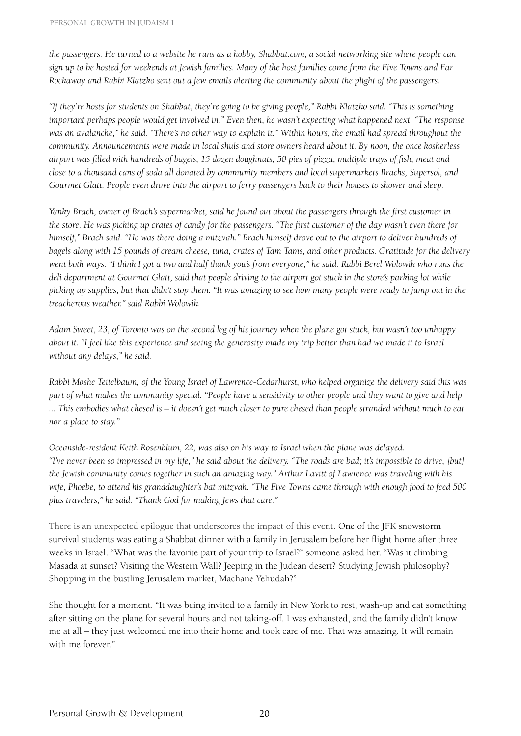*the passengers. He turned to a website he runs as a hobby, Shabbat.com, a social networking site where people can sign up to be hosted for weekends at Jewish families. Many of the host families come from the Five Towns and Far Rockaway and Rabbi Klatzko sent out a few emails alerting the community about the plight of the passengers.*

*"If they're hosts for students on Shabbat, they're going to be giving people," Rabbi Klatzko said. "This is something important perhaps people would get involved in." Even then, he wasn't expecting what happened next. "The response was an avalanche," he said. "There's no other way to explain it." Within hours, the email had spread throughout the community. Announcements were made in local shuls and store owners heard about it. By noon, the once kosherless airport was filled with hundreds of bagels, 15 dozen doughnuts, 50 pies of pizza, multiple trays of fish, meat and close to a thousand cans of soda all donated by community members and local supermarkets Brachs, Supersol, and Gourmet Glatt. People even drove into the airport to ferry passengers back to their houses to shower and sleep.*

*Yanky Brach, owner of Brach's supermarket, said he found out about the passengers through the first customer in the store. He was picking up crates of candy for the passengers. "The first customer of the day wasn't even there for himself," Brach said. "He was there doing a mitzvah." Brach himself drove out to the airport to deliver hundreds of bagels along with 15 pounds of cream cheese, tuna, crates of Tam Tams, and other products. Gratitude for the delivery went both ways. "I think I got a two and half thank you's from everyone," he said. Rabbi Berel Wolowik who runs the deli department at Gourmet Glatt, said that people driving to the airport got stuck in the store's parking lot while picking up supplies, but that didn't stop them. "It was amazing to see how many people were ready to jump out in the treacherous weather." said Rabbi Wolowik.*

*Adam Sweet, 23, of Toronto was on the second leg of his journey when the plane got stuck, but wasn't too unhappy about it. "I feel like this experience and seeing the generosity made my trip better than had we made it to Israel without any delays," he said.*

*Rabbi Moshe Teitelbaum, of the Young Israel of Lawrence-Cedarhurst, who helped organize the delivery said this was part of what makes the community special. "People have a sensitivity to other people and they want to give and help ... This embodies what chesed is – it doesn't get much closer to pure chesed than people stranded without much to eat nor a place to stay."*

*Oceanside-resident Keith Rosenblum, 22, was also on his way to Israel when the plane was delayed. "I've never been so impressed in my life," he said about the delivery. "The roads are bad; it's impossible to drive, [but] the Jewish community comes together in such an amazing way." Arthur Lavitt of Lawrence was traveling with his wife, Phoebe, to attend his granddaughter's bat mitzvah. "The Five Towns came through with enough food to feed 500 plus travelers," he said. "Thank God for making Jews that care."*

There is an unexpected epilogue that underscores the impact of this event. One of the JFK snowstorm survival students was eating a Shabbat dinner with a family in Jerusalem before her flight home after three weeks in Israel. "What was the favorite part of your trip to Israel?" someone asked her. "Was it climbing Masada at sunset? Visiting the Western Wall? Jeeping in the Judean desert? Studying Jewish philosophy? Shopping in the bustling Jerusalem market, Machane Yehudah?"

She thought for a moment. "It was being invited to a family in New York to rest, wash-up and eat something after sitting on the plane for several hours and not taking-off. I was exhausted, and the family didn't know me at all – they just welcomed me into their home and took care of me. That was amazing. It will remain with me forever."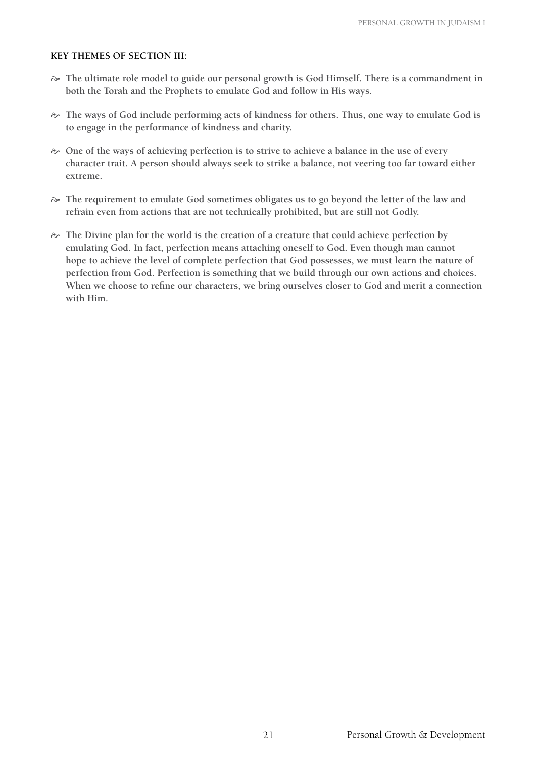### KEY THEMES OF SECTION III:

- The ultimate role model to guide our personal growth is God Himself. There is a commandment in both the Torah and the Prophets to emulate God and follow in His ways.
- The ways of God include performing acts of kindness for others. Thus, one way to emulate God is to engage in the performance of kindness and charity.
- One of the ways of achieving perfection is to strive to achieve a balance in the use of every character trait. A person should always seek to strike a balance, not veering too far toward either extreme.
- The requirement to emulate God sometimes obligates us to go beyond the letter of the law and refrain even from actions that are not technically prohibited, but are still not Godly.
- The Divine plan for the world is the creation of a creature that could achieve perfection by emulating God. In fact, perfection means attaching oneself to God. Even though man cannot hope to achieve the level of complete perfection that God possesses, we must learn the nature of perfection from God. Perfection is something that we build through our own actions and choices. When we choose to refine our characters, we bring ourselves closer to God and merit a connection with Him.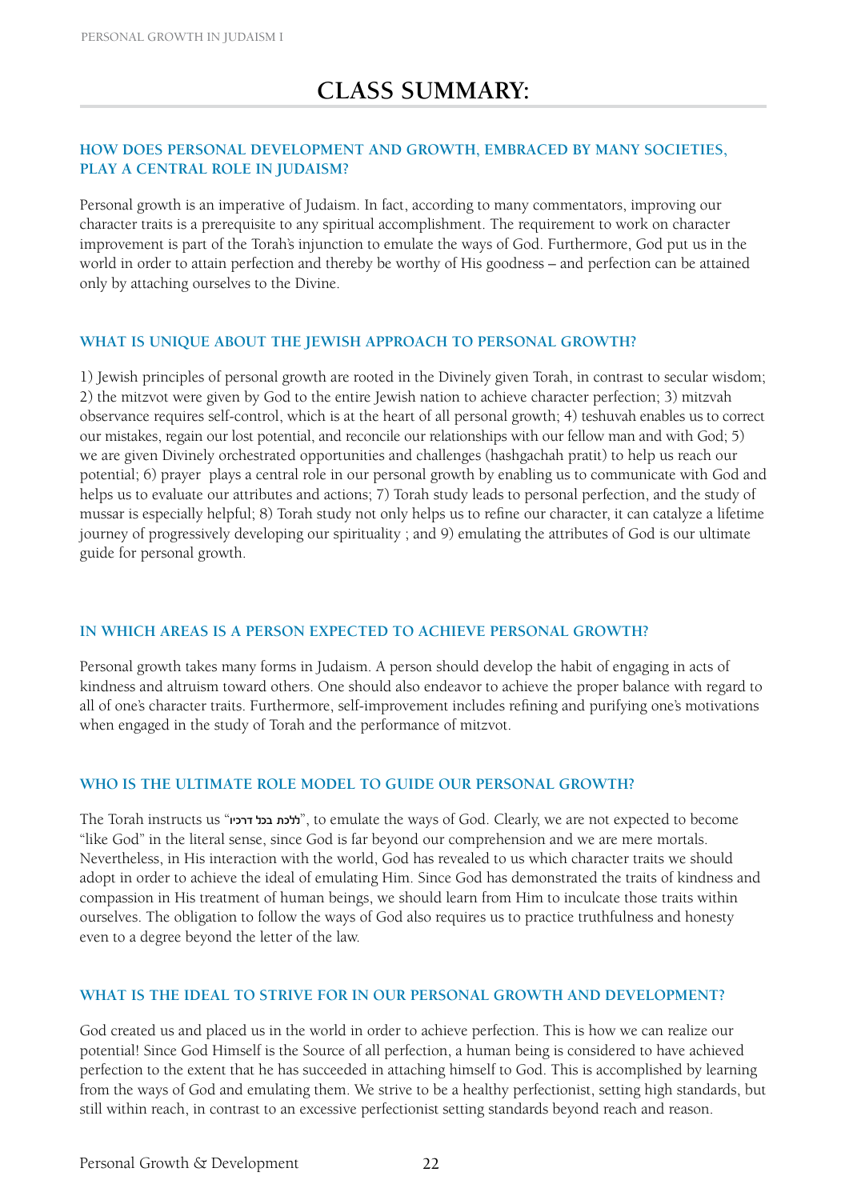# CLASS SUMMARY:

### HOW DOES PERSONAL DEVELOPMENT AND GROWTH, EMBRACED BY MANY SOCIETIES, PLAY A CENTRAL ROLE IN JUDAISM?

Personal growth is an imperative of Judaism. In fact, according to many commentators, improving our character traits is a prerequisite to any spiritual accomplishment. The requirement to work on character improvement is part of the Torah's injunction to emulate the ways of God. Furthermore, God put us in the world in order to attain perfection and thereby be worthy of His goodness – and perfection can be attained only by attaching ourselves to the Divine.

### WHAT IS UNIQUE ABOUT THE JEWISH APPROACH TO PERSONAL GROWTH?

1) Jewish principles of personal growth are rooted in the Divinely given Torah, in contrast to secular wisdom; 2) the mitzvot were given by God to the entire Jewish nation to achieve character perfection; 3) mitzvah observance requires self-control, which is at the heart of all personal growth; 4) teshuvah enables us to correct our mistakes, regain our lost potential, and reconcile our relationships with our fellow man and with God; 5) we are given Divinely orchestrated opportunities and challenges (hashgachah pratit) to help us reach our potential; 6) prayer plays a central role in our personal growth by enabling us to communicate with God and helps us to evaluate our attributes and actions; 7) Torah study leads to personal perfection, and the study of mussar is especially helpful; 8) Torah study not only helps us to refine our character, it can catalyze a lifetime journey of progressively developing our spirituality ; and 9) emulating the attributes of God is our ultimate guide for personal growth.

### IN WHICH AREAS IS A PERSON EXPECTED TO ACHIEVE PERSONAL GROWTH?

Personal growth takes many forms in Judaism. A person should develop the habit of engaging in acts of kindness and altruism toward others. One should also endeavor to achieve the proper balance with regard to all of one's character traits. Furthermore, self-improvement includes refining and purifying one's motivations when engaged in the study of Torah and the performance of mitzvot.

### WHO IS THE ULTIMATE ROLE MODEL TO GUIDE OUR PERSONAL GROWTH?

The Torah instructs us "**ללכת בכל דרכיו**", to emulate the ways of God. Clearly, we are not expected to become "like God" in the literal sense, since God is far beyond our comprehension and we are mere mortals. Nevertheless, in His interaction with the world, God has revealed to us which character traits we should adopt in order to achieve the ideal of emulating Him. Since God has demonstrated the traits of kindness and compassion in His treatment of human beings, we should learn from Him to inculcate those traits within ourselves. The obligation to follow the ways of God also requires us to practice truthfulness and honesty even to a degree beyond the letter of the law.

### WHAT IS THE IDEAL TO STRIVE FOR IN OUR PERSONAL GROWTH AND DEVELOPMENT?

God created us and placed us in the world in order to achieve perfection. This is how we can realize our potential! Since God Himself is the Source of all perfection, a human being is considered to have achieved perfection to the extent that he has succeeded in attaching himself to God. This is accomplished by learning from the ways of God and emulating them. We strive to be a healthy perfectionist, setting high standards, but still within reach, in contrast to an excessive perfectionist setting standards beyond reach and reason.